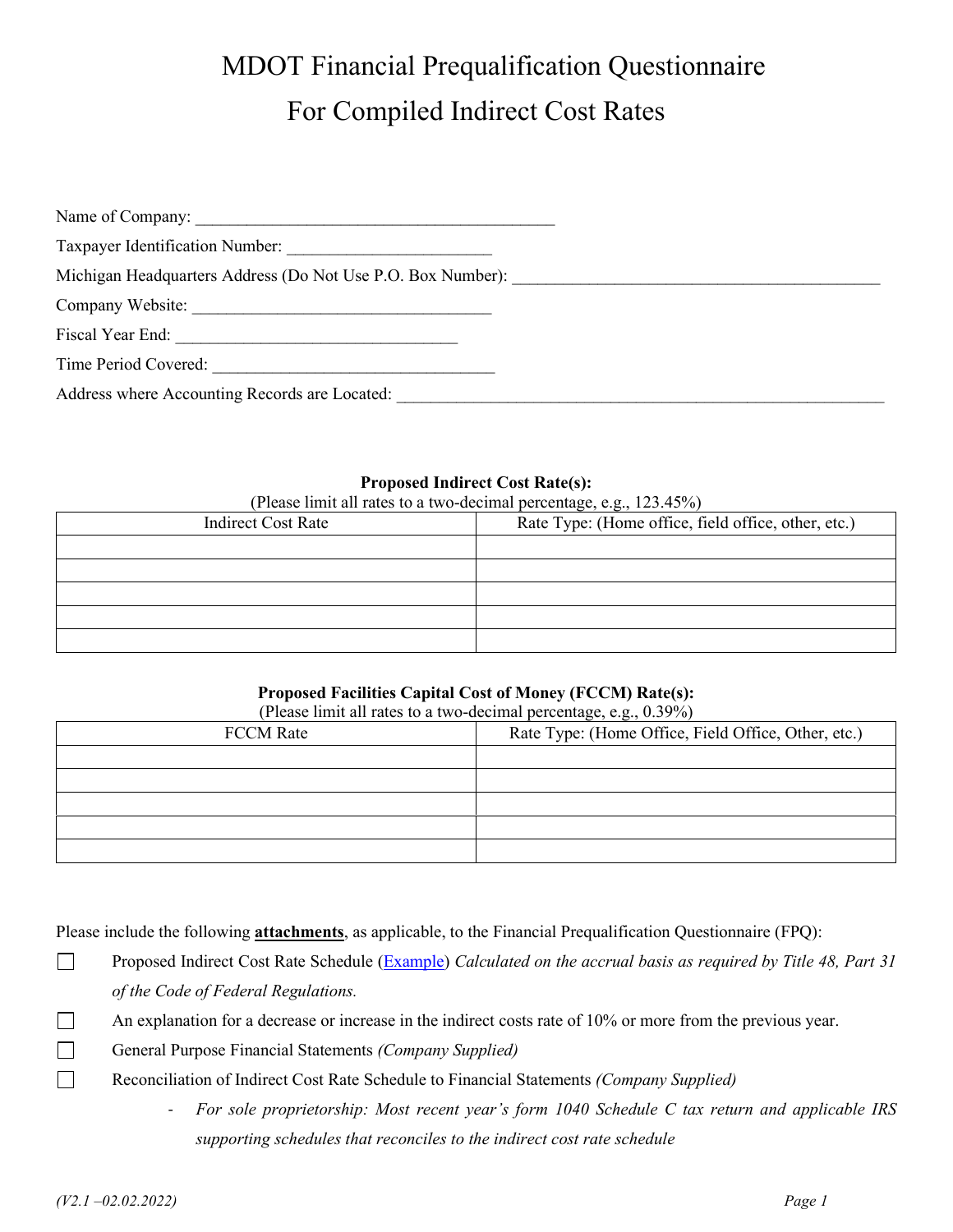# MDOT Financial Prequalification Questionnaire
# For Compiled Indirect Cost Rates

Name of Company: ___________________________________________

Taxpayer Identification Number: ________________________

Michigan Headquarters Address (Do Not Use P.O. Box Number): ____________________________________________

Company Website: ____________________________________

Fiscal Year End: _________________________________

Time Period Covered: _________________________________

Address where Accounting Records are Located: __________________________________________________________

**Proposed Indirect Cost Rate(s):**
(Please limit all rates to a two-decimal percentage, e.g., 123.45%)

| Indirect Cost Rate | Rate Type: (Home office, field office, other, etc.) |
| --- | --- |
| | |
| | |
| | |
| | |
| | |

**Proposed Facilities Capital Cost of Money (FCCM) Rate(s):**
(Please limit all rates to a two-decimal percentage, e.g., 0.39%)

| FCCM Rate | Rate Type: (Home Office, Field Office, Other, etc.) |
| --- | --- |
| | |
| | |
| | |
| | |
| | |

Please include the following **attachments**, as applicable, to the Financial Prequalification Questionnaire (FPQ):

- ☐ Proposed Indirect Cost Rate Schedule (Example) *Calculated on the accrual basis as required by Title 48, Part 31 of the Code of Federal Regulations.*
- ☐ An explanation for a decrease or increase in the indirect costs rate of 10% or more from the previous year.
- ☐ General Purpose Financial Statements *(Company Supplied)*
- ☐ Reconciliation of Indirect Cost Rate Schedule to Financial Statements *(Company Supplied)*
  - *For sole proprietorship: Most recent year's form 1040 Schedule C tax return and applicable IRS supporting schedules that reconciles to the indirect cost rate schedule*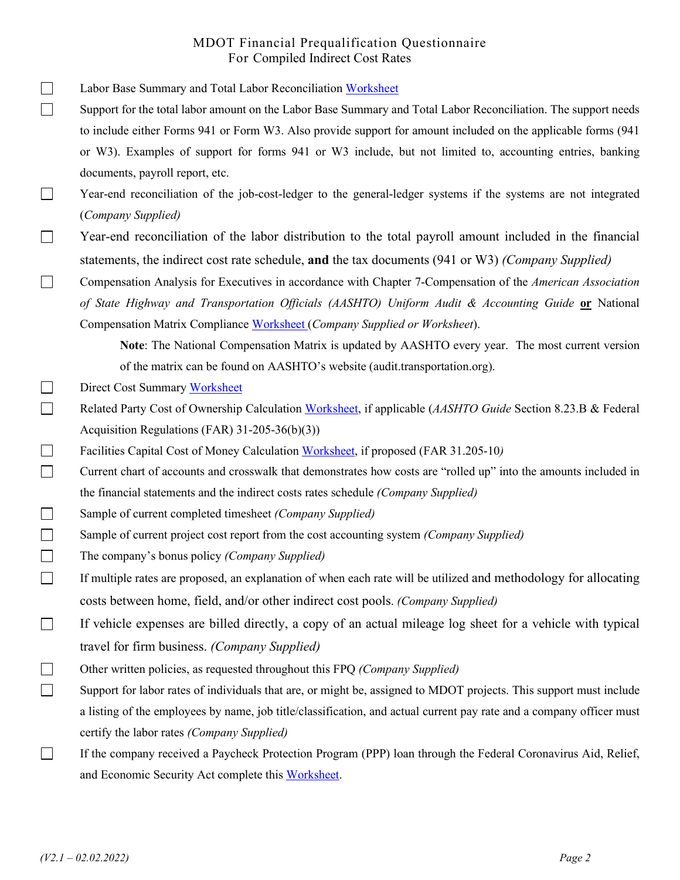MDOT Financial Prequalification Questionnaire
For Compiled Indirect Cost Rates

- [ ] Labor Base Summary and Total Labor Reconciliation Worksheet
- [ ] Support for the total labor amount on the Labor Base Summary and Total Labor Reconciliation. The support needs to include either Forms 941 or Form W3. Also provide support for amount included on the applicable forms (941 or W3). Examples of support for forms 941 or W3 include, but not limited to, accounting entries, banking documents, payroll report, etc.
- [ ] Year-end reconciliation of the job-cost-ledger to the general-ledger systems if the systems are not integrated (*Company Supplied)*
- [ ] Year-end reconciliation of the labor distribution to the total payroll amount included in the financial statements, the indirect cost rate schedule, **and** the tax documents (941 or W3) *(Company Supplied)*
- [ ] Compensation Analysis for Executives in accordance with Chapter 7-Compensation of the *American Association of State Highway and Transportation Officials (AASHTO) Uniform Audit & Accounting Guide* **or** National Compensation Matrix Compliance Worksheet (*Company Supplied or Worksheet*).

  **Note**: The National Compensation Matrix is updated by AASHTO every year. The most current version of the matrix can be found on AASHTO's website (audit.transportation.org).
- [ ] Direct Cost Summary Worksheet
- [ ] Related Party Cost of Ownership Calculation Worksheet, if applicable (*AASHTO Guide* Section 8.23.B & Federal Acquisition Regulations (FAR) 31-205-36(b)(3))
- [ ] Facilities Capital Cost of Money Calculation Worksheet, if proposed (FAR 31.205-10*)*
- [ ] Current chart of accounts and crosswalk that demonstrates how costs are "rolled up" into the amounts included in the financial statements and the indirect costs rates schedule *(Company Supplied)*
- [ ] Sample of current completed timesheet *(Company Supplied)*
- [ ] Sample of current project cost report from the cost accounting system *(Company Supplied)*
- [ ] The company's bonus policy *(Company Supplied)*
- [ ] If multiple rates are proposed, an explanation of when each rate will be utilized and methodology for allocating costs between home, field, and/or other indirect cost pools. *(Company Supplied)*
- [ ] If vehicle expenses are billed directly, a copy of an actual mileage log sheet for a vehicle with typical travel for firm business. *(Company Supplied)*
- [ ] Other written policies, as requested throughout this FPQ *(Company Supplied)*
- [ ] Support for labor rates of individuals that are, or might be, assigned to MDOT projects. This support must include a listing of the employees by name, job title/classification, and actual current pay rate and a company officer must certify the labor rates *(Company Supplied)*
- [ ] If the company received a Paycheck Protection Program (PPP) loan through the Federal Coronavirus Aid, Relief, and Economic Security Act complete this Worksheet.

*(V2.1 – 02.02.2022)*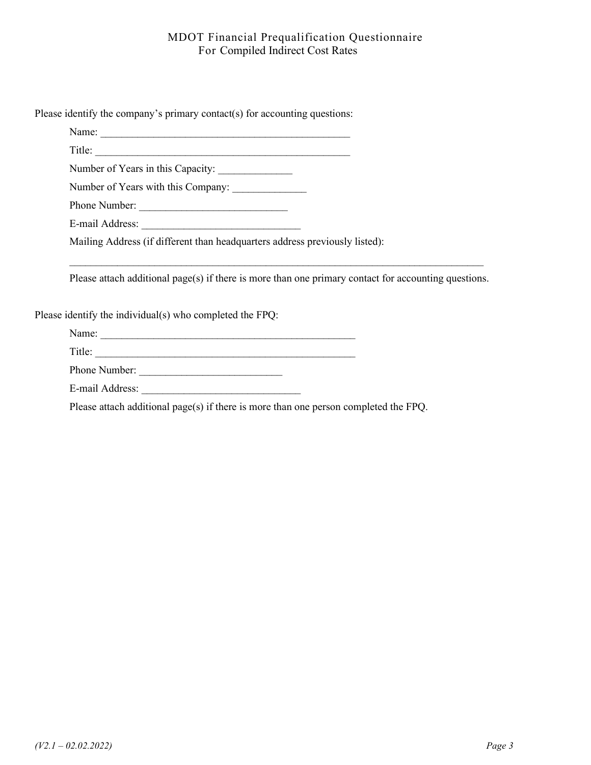Please identify the company's primary contact(s) for accounting questions:

Name: _______________________________________________

Title: _______________________________________________

Number of Years in this Capacity: _____________

Number of Years with this Company: _____________

Phone Number: ___________________________

E-mail Address: _____________________________

Mailing Address (if different than headquarters address previously listed):

_____________________________________________________________________________

Please attach additional page(s) if there is more than one primary contact for accounting questions.

Please identify the individual(s) who completed the FPQ:

Name: _______________________________________________

Title: _______________________________________________

Phone Number: __________________________

E-mail Address: _____________________________

Please attach additional page(s) if there is more than one person completed the FPQ.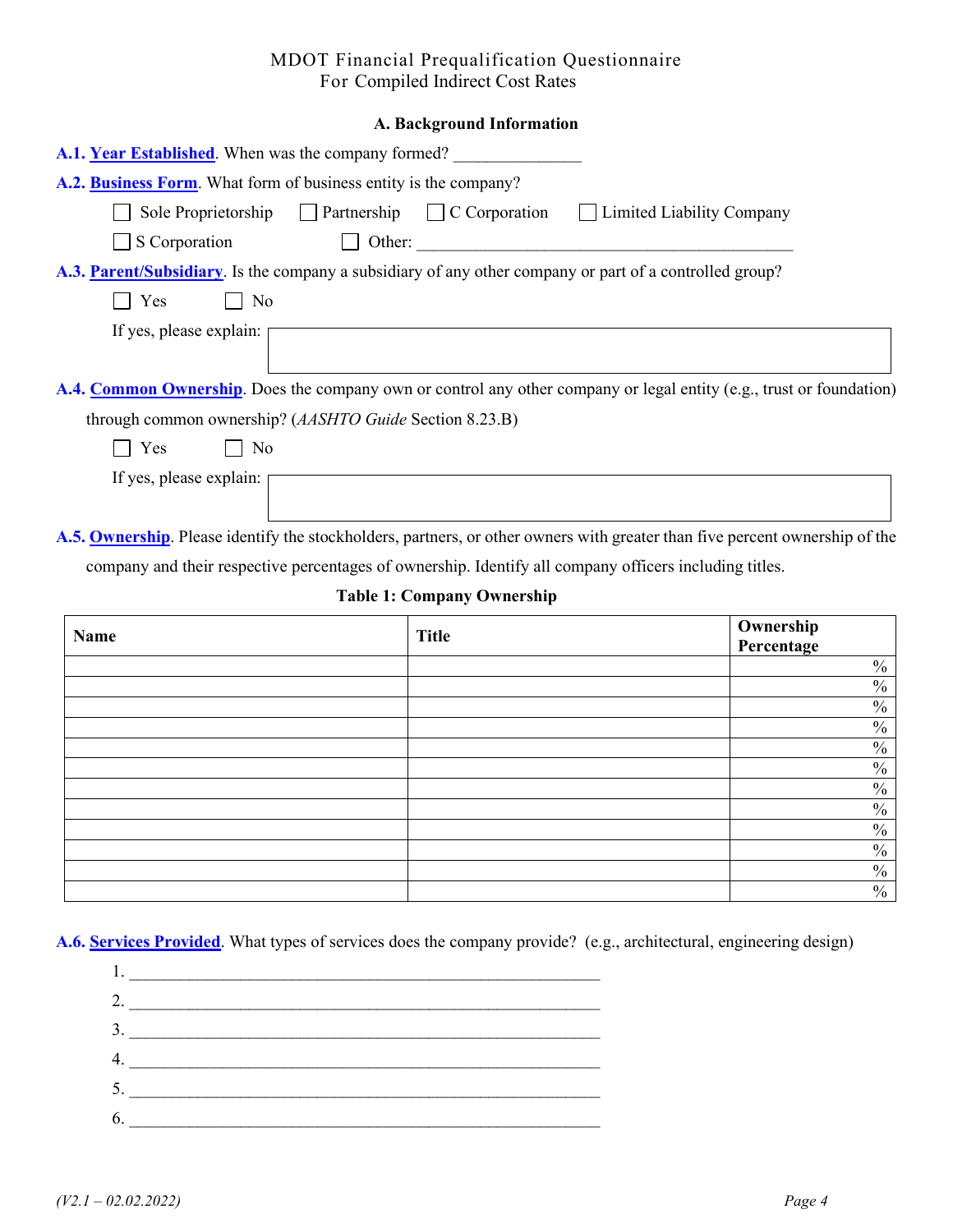# MDOT Financial Prequalification Questionnaire
For Compiled Indirect Cost Rates

## A. Background Information

**A.1. Year Established**. When was the company formed? _______________

**A.2. Business Form**. What form of business entity is the company?

☐ Sole Proprietorship ☐ Partnership ☐ C Corporation ☐ Limited Liability Company

☐ S Corporation ☐ Other: _____________________________________________

**A.3. Parent/Subsidiary**. Is the company a subsidiary of any other company or part of a controlled group?

☐ Yes ☐ No

If yes, please explain:

**A.4. Common Ownership**. Does the company own or control any other company or legal entity (e.g., trust or foundation) through common ownership? (*AASHTO Guide* Section 8.23.B)

☐ Yes ☐ No

If yes, please explain:

**A.5. Ownership**. Please identify the stockholders, partners, or other owners with greater than five percent ownership of the company and their respective percentages of ownership. Identify all company officers including titles.

**Table 1: Company Ownership**

| Name | Title | Ownership Percentage |
|---|---|---|
| | | % |
| | | % |
| | | % |
| | | % |
| | | % |
| | | % |
| | | % |
| | | % |
| | | % |
| | | % |
| | | % |
| | | % |

**A.6. Services Provided**. What types of services does the company provide? (e.g., architectural, engineering design)

1. _____________________________________________
2. _____________________________________________
3. _____________________________________________
4. _____________________________________________
5. _____________________________________________
6. _____________________________________________

*(V2.1 – 02.02.2022)*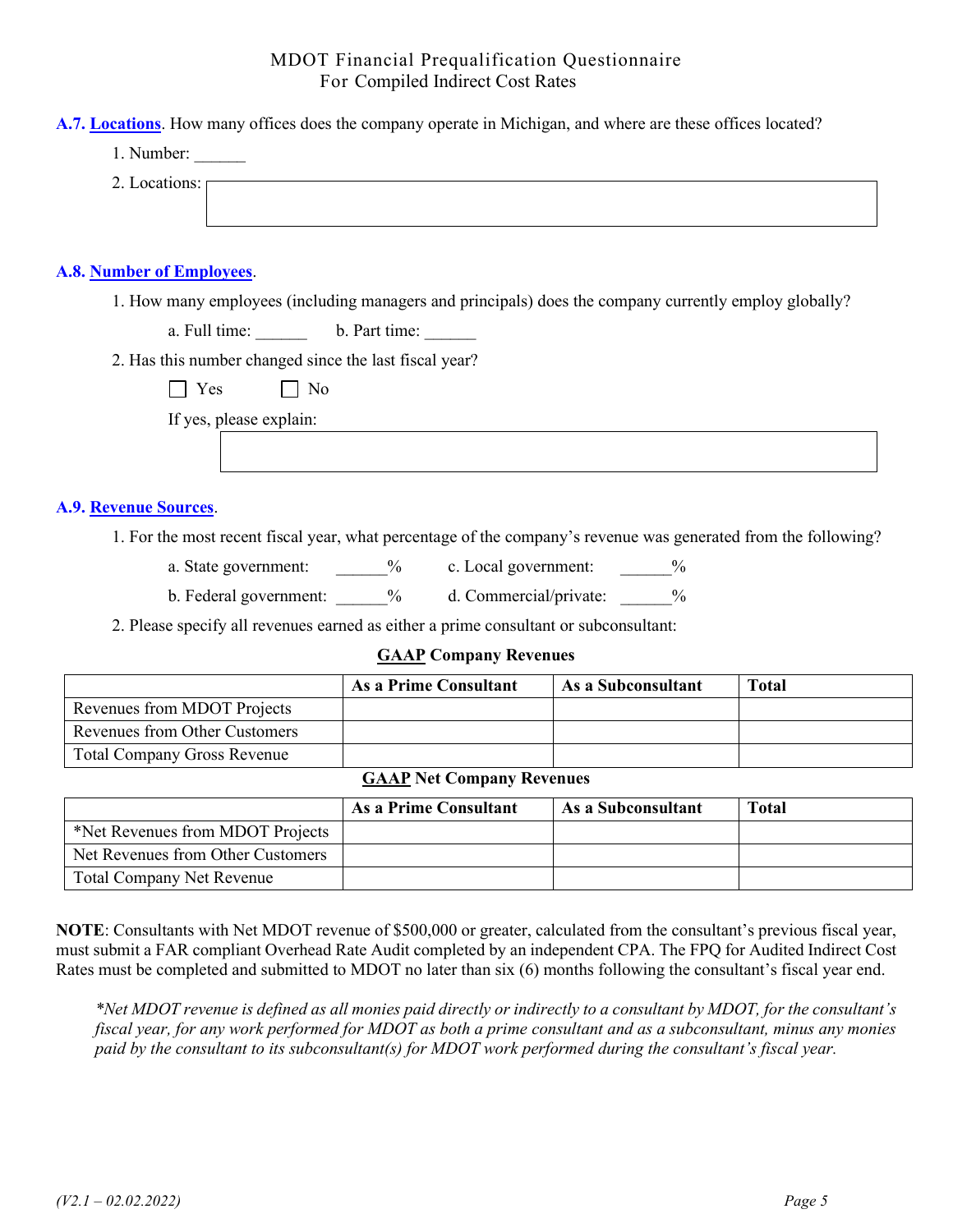MDOT Financial Prequalification Questionnaire
For Compiled Indirect Cost Rates

**A.7. Locations**. How many offices does the company operate in Michigan, and where are these offices located?

1. Number: ______
2. Locations:

**A.8. Number of Employees**.

1. How many employees (including managers and principals) does the company currently employ globally?

   a. Full time: ______   b. Part time: ______

2. Has this number changed since the last fiscal year?

   ☐ Yes   ☐ No

   If yes, please explain:

**A.9. Revenue Sources**.

1. For the most recent fiscal year, what percentage of the company's revenue was generated from the following?

   a. State government: ______%   c. Local government: ______%

   b. Federal government: ______%   d. Commercial/private: ______%

2. Please specify all revenues earned as either a prime consultant or subconsultant:

**GAAP Company Revenues**

| | As a Prime Consultant | As a Subconsultant | Total |
|---|---|---|---|
| Revenues from MDOT Projects | | | |
| Revenues from Other Customers | | | |
| Total Company Gross Revenue | | | |

**GAAP Net Company Revenues**

| | As a Prime Consultant | As a Subconsultant | Total |
|---|---|---|---|
| *Net Revenues from MDOT Projects | | | |
| Net Revenues from Other Customers | | | |
| Total Company Net Revenue | | | |

**NOTE**: Consultants with Net MDOT revenue of $500,000 or greater, calculated from the consultant's previous fiscal year, must submit a FAR compliant Overhead Rate Audit completed by an independent CPA. The FPQ for Audited Indirect Cost Rates must be completed and submitted to MDOT no later than six (6) months following the consultant's fiscal year end.

*\*Net MDOT revenue is defined as all monies paid directly or indirectly to a consultant by MDOT, for the consultant's fiscal year, for any work performed for MDOT as both a prime consultant and as a subconsultant, minus any monies paid by the consultant to its subconsultant(s) for MDOT work performed during the consultant's fiscal year.*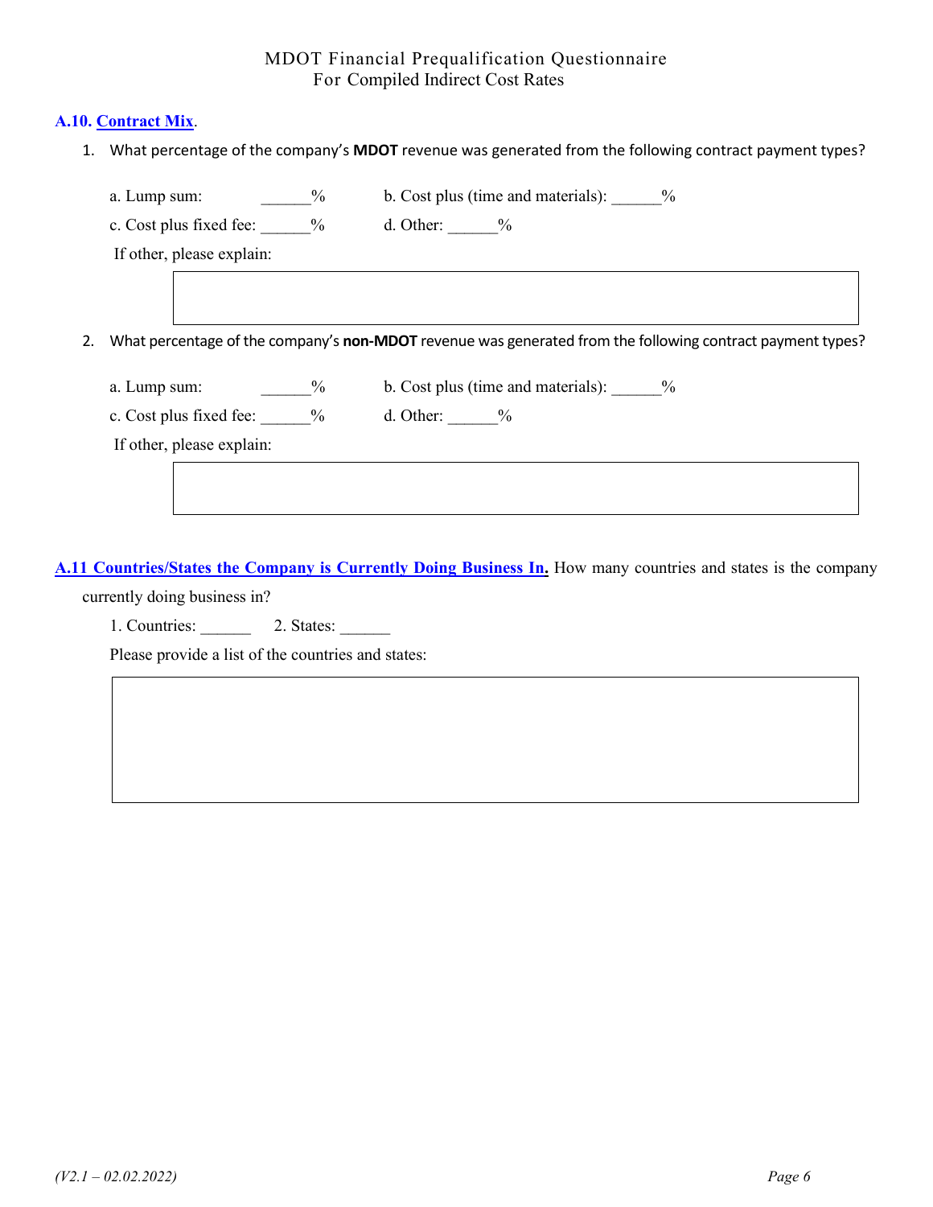**A.10. Contract Mix.**

1. What percentage of the company's **MDOT** revenue was generated from the following contract payment types?

   a. Lump sum: ______%  b. Cost plus (time and materials): ______%

   c. Cost plus fixed fee: ______%  d. Other: ______%

   If other, please explain:

2. What percentage of the company's **non-MDOT** revenue was generated from the following contract payment types?

   a. Lump sum: ______%  b. Cost plus (time and materials): ______%

   c. Cost plus fixed fee: ______%  d. Other: ______%

   If other, please explain:

**A.11 Countries/States the Company is Currently Doing Business In.** How many countries and states is the company currently doing business in?

1. Countries: ______  2. States: ______

Please provide a list of the countries and states: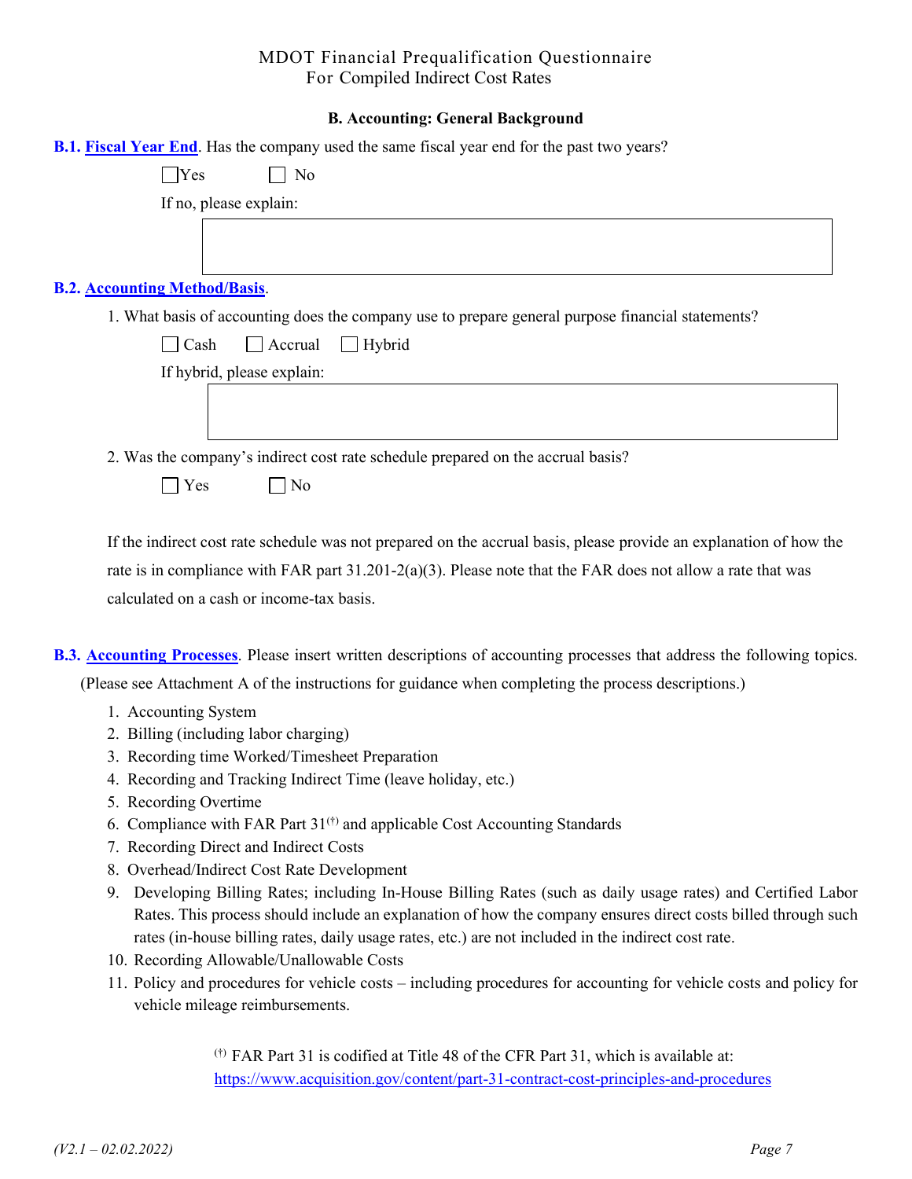MDOT Financial Prequalification Questionnaire
For Compiled Indirect Cost Rates

## B. Accounting: General Background

**B.1. Fiscal Year End**. Has the company used the same fiscal year end for the past two years?

☐ Yes ☐ No

If no, please explain:

**B.2. Accounting Method/Basis**.

1. What basis of accounting does the company use to prepare general purpose financial statements?

☐ Cash ☐ Accrual ☐ Hybrid

If hybrid, please explain:

2. Was the company's indirect cost rate schedule prepared on the accrual basis?

☐ Yes ☐ No

If the indirect cost rate schedule was not prepared on the accrual basis, please provide an explanation of how the rate is in compliance with FAR part 31.201-2(a)(3). Please note that the FAR does not allow a rate that was calculated on a cash or income-tax basis.

**B.3. Accounting Processes**. Please insert written descriptions of accounting processes that address the following topics. (Please see Attachment A of the instructions for guidance when completing the process descriptions.)

1. Accounting System
2. Billing (including labor charging)
3. Recording time Worked/Timesheet Preparation
4. Recording and Tracking Indirect Time (leave holiday, etc.)
5. Recording Overtime
6. Compliance with FAR Part 31[(†)] and applicable Cost Accounting Standards
7. Recording Direct and Indirect Costs
8. Overhead/Indirect Cost Rate Development
9. Developing Billing Rates; including In-House Billing Rates (such as daily usage rates) and Certified Labor Rates. This process should include an explanation of how the company ensures direct costs billed through such rates (in-house billing rates, daily usage rates, etc.) are not included in the indirect cost rate.
10. Recording Allowable/Unallowable Costs
11. Policy and procedures for vehicle costs – including procedures for accounting for vehicle costs and policy for vehicle mileage reimbursements.

[(†)] FAR Part 31 is codified at Title 48 of the CFR Part 31, which is available at: https://www.acquisition.gov/content/part-31-contract-cost-principles-and-procedures

*(V2.1 – 02.02.2022)*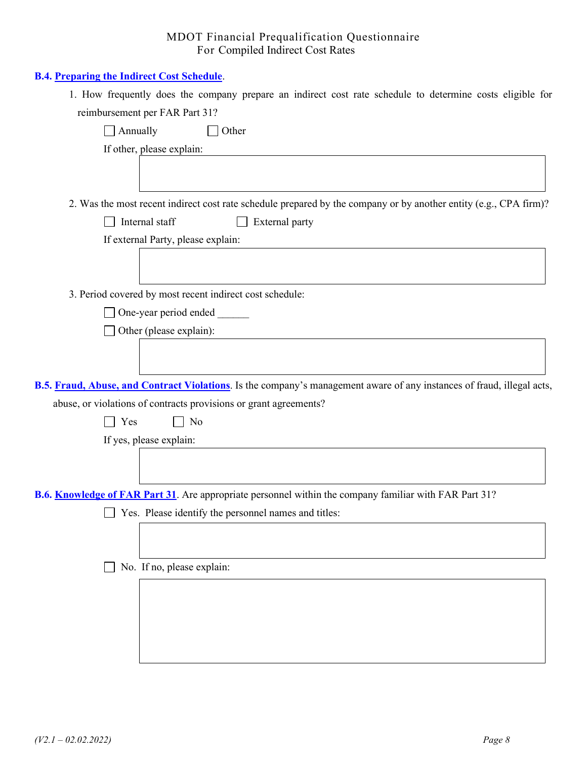**B.4. Preparing the Indirect Cost Schedule.**

1. How frequently does the company prepare an indirect cost rate schedule to determine costs eligible for reimbursement per FAR Part 31?

   ☐ Annually ☐ Other

   If other, please explain:

2. Was the most recent indirect cost rate schedule prepared by the company or by another entity (e.g., CPA firm)?

   ☐ Internal staff ☐ External party

   If external Party, please explain:

3. Period covered by most recent indirect cost schedule:

   ☐ One-year period ended ______

   ☐ Other (please explain):

**B.5. Fraud, Abuse, and Contract Violations**. Is the company's management aware of any instances of fraud, illegal acts, abuse, or violations of contracts provisions or grant agreements?

☐ Yes ☐ No

If yes, please explain:

**B.6. Knowledge of FAR Part 31**. Are appropriate personnel within the company familiar with FAR Part 31?

☐ Yes. Please identify the personnel names and titles:

☐ No. If no, please explain: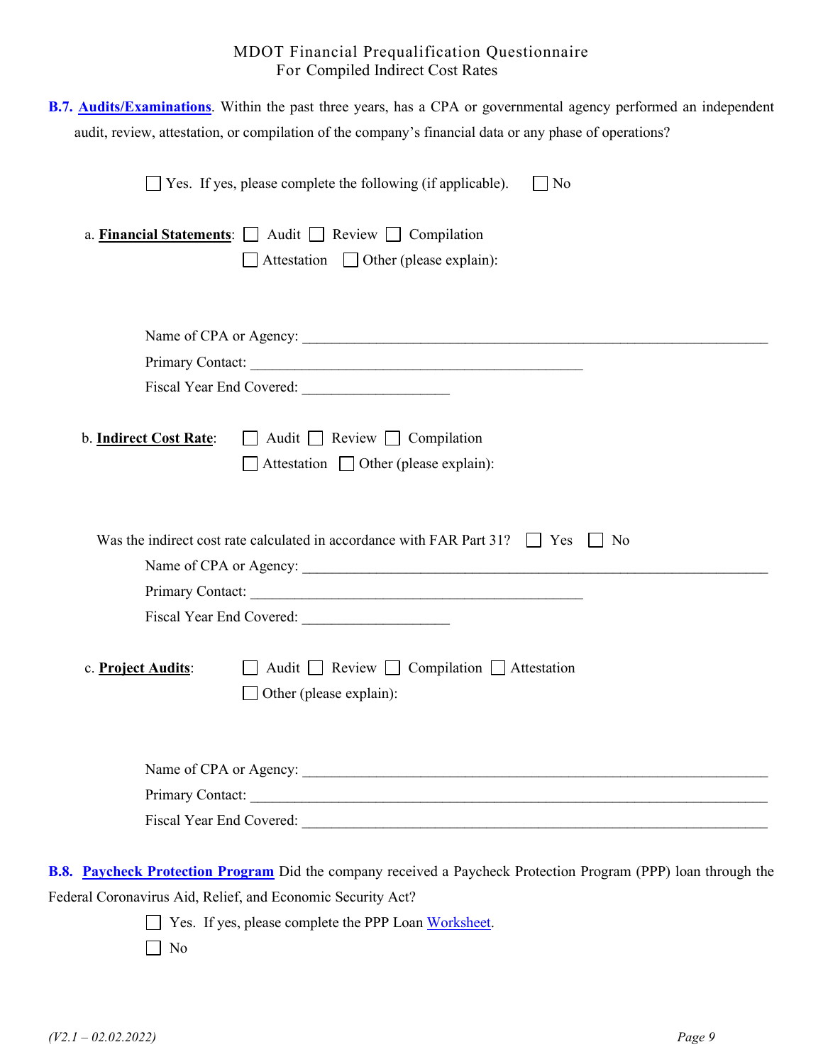**B.7. Audits/Examinations**. Within the past three years, has a CPA or governmental agency performed an independent audit, review, attestation, or compilation of the company's financial data or any phase of operations?

☐ Yes. If yes, please complete the following (if applicable). ☐ No

a. **Financial Statements**: ☐ Audit ☐ Review ☐ Compilation
☐ Attestation ☐ Other (please explain):

Name of CPA or Agency: ___________________________________________

Primary Contact: ___________________________________________

Fiscal Year End Covered: ____________________

b. **Indirect Cost Rate**: ☐ Audit ☐ Review ☐ Compilation
☐ Attestation ☐ Other (please explain):

Was the indirect cost rate calculated in accordance with FAR Part 31? ☐ Yes ☐ No

Name of CPA or Agency: ___________________________________________

Primary Contact: ___________________________________________

Fiscal Year End Covered: ____________________

c. **Project Audits**: ☐ Audit ☐ Review ☐ Compilation ☐ Attestation
☐ Other (please explain):

Name of CPA or Agency: ___________________________________________

Primary Contact: ___________________________________________

Fiscal Year End Covered: ___________________________________________

**B.8. Paycheck Protection Program** Did the company received a Paycheck Protection Program (PPP) loan through the Federal Coronavirus Aid, Relief, and Economic Security Act?

☐ Yes. If yes, please complete the PPP Loan Worksheet.

☐ No

*(V2.1 – 02.02.2022)*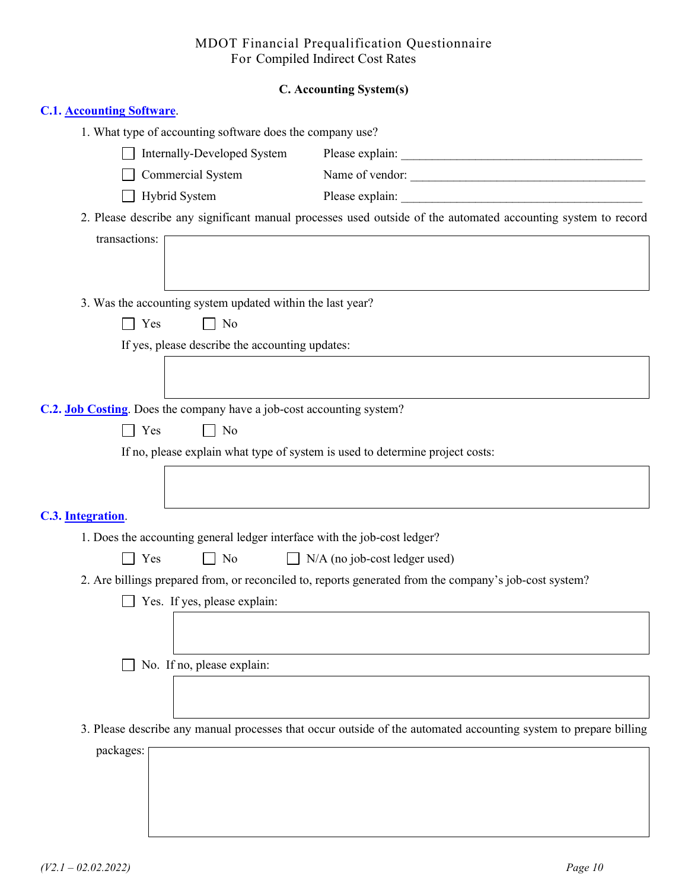# MDOT Financial Prequalification Questionnaire
For Compiled Indirect Cost Rates

## C. Accounting System(s)

**C.1. Accounting Software.**

1. What type of accounting software does the company use?

   ☐ Internally-Developed System  Please explain: ________________________________________

   ☐ Commercial System  Name of vendor: ________________________________________

   ☐ Hybrid System  Please explain: ________________________________________

2. Please describe any significant manual processes used outside of the automated accounting system to record transactions:

3. Was the accounting system updated within the last year?

   ☐ Yes  ☐ No

   If yes, please describe the accounting updates:

**C.2. Job Costing.** Does the company have a job-cost accounting system?

☐ Yes  ☐ No

If no, please explain what type of system is used to determine project costs:

**C.3. Integration.**

1. Does the accounting general ledger interface with the job-cost ledger?

   ☐ Yes  ☐ No  ☐ N/A (no job-cost ledger used)

2. Are billings prepared from, or reconciled to, reports generated from the company's job-cost system?

   ☐ Yes. If yes, please explain:

   ☐ No. If no, please explain:

3. Please describe any manual processes that occur outside of the automated accounting system to prepare billing packages:

*(V2.1 – 02.02.2022)*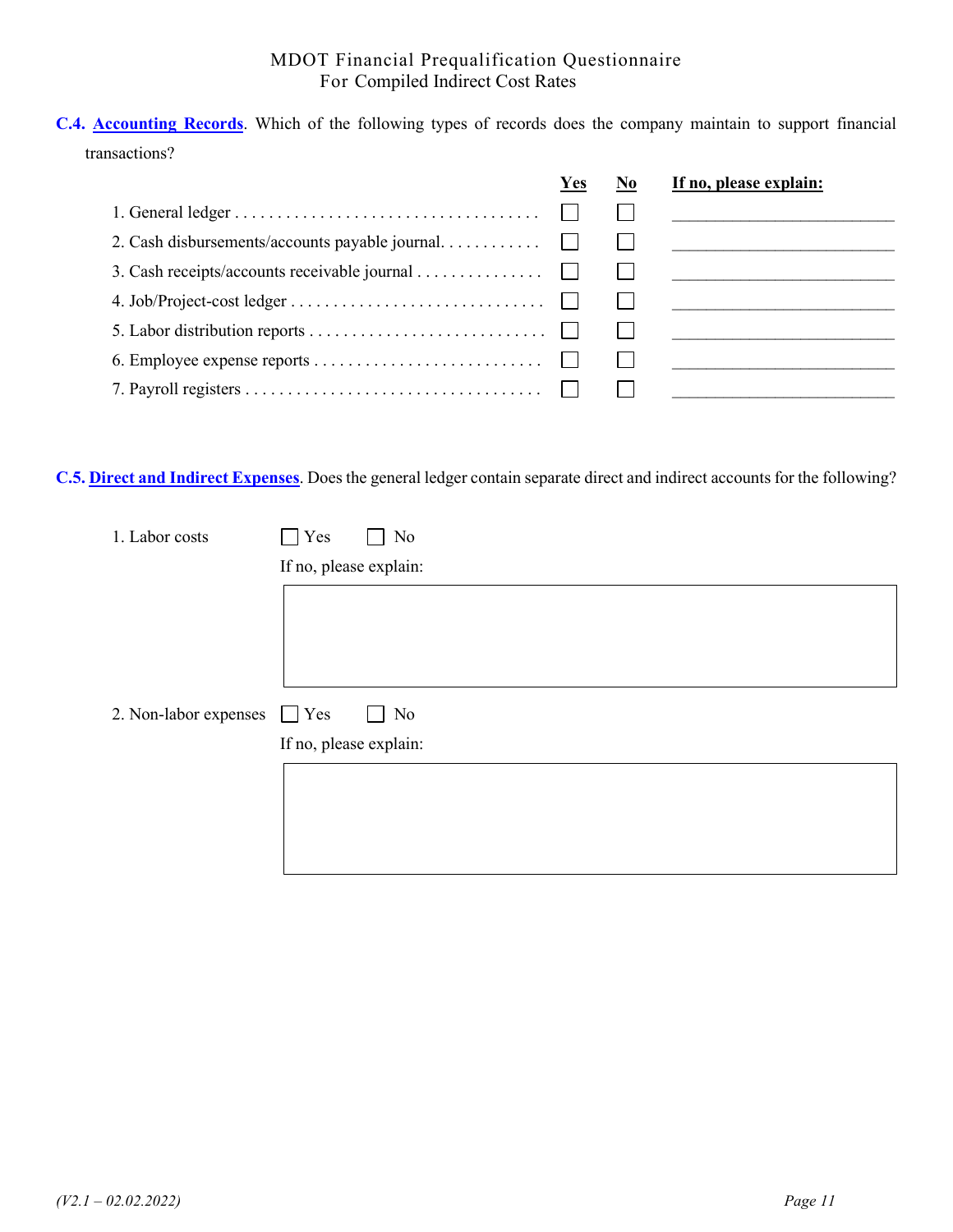**C.4. Accounting Records**. Which of the following types of records does the company maintain to support financial transactions?

| | Yes | No | If no, please explain: |
|---|---|---|---|
| 1. General ledger | ☐ | ☐ | ______________________ |
| 2. Cash disbursements/accounts payable journal | ☐ | ☐ | ______________________ |
| 3. Cash receipts/accounts receivable journal | ☐ | ☐ | ______________________ |
| 4. Job/Project-cost ledger | ☐ | ☐ | ______________________ |
| 5. Labor distribution reports | ☐ | ☐ | ______________________ |
| 6. Employee expense reports | ☐ | ☐ | ______________________ |
| 7. Payroll registers | ☐ | ☐ | ______________________ |

**C.5. Direct and Indirect Expenses**. Does the general ledger contain separate direct and indirect accounts for the following?

1. Labor costs ☐ Yes ☐ No

   If no, please explain:

2. Non-labor expenses ☐ Yes ☐ No

   If no, please explain: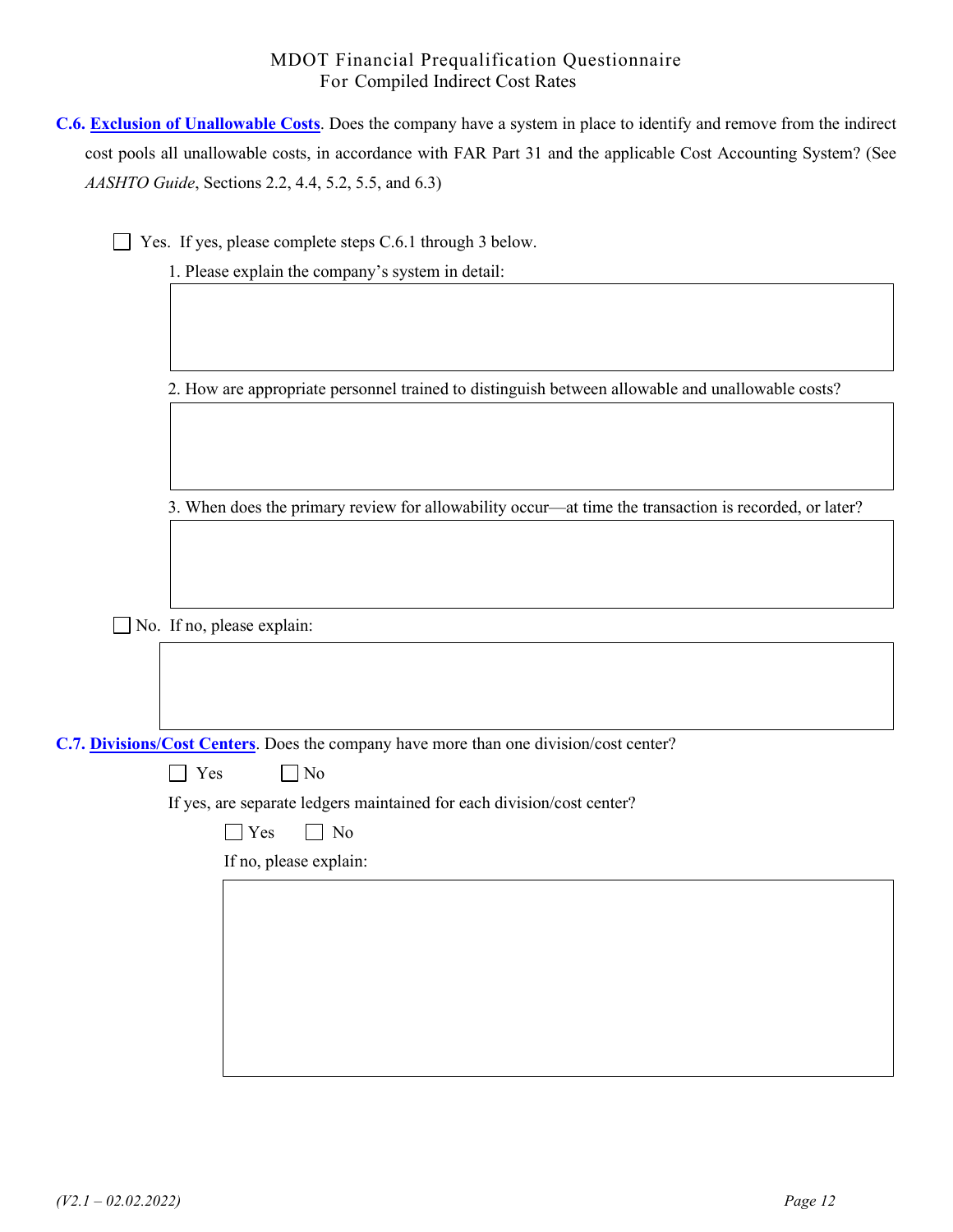**C.6. Exclusion of Unallowable Costs**. Does the company have a system in place to identify and remove from the indirect cost pools all unallowable costs, in accordance with FAR Part 31 and the applicable Cost Accounting System? (See *AASHTO Guide*, Sections 2.2, 4.4, 5.2, 5.5, and 6.3)

☐ Yes. If yes, please complete steps C.6.1 through 3 below.

1. Please explain the company's system in detail:

2. How are appropriate personnel trained to distinguish between allowable and unallowable costs?

3. When does the primary review for allowability occur—at time the transaction is recorded, or later?

☐ No. If no, please explain:

**C.7. Divisions/Cost Centers**. Does the company have more than one division/cost center?

☐ Yes ☐ No

If yes, are separate ledgers maintained for each division/cost center?

☐ Yes ☐ No

If no, please explain: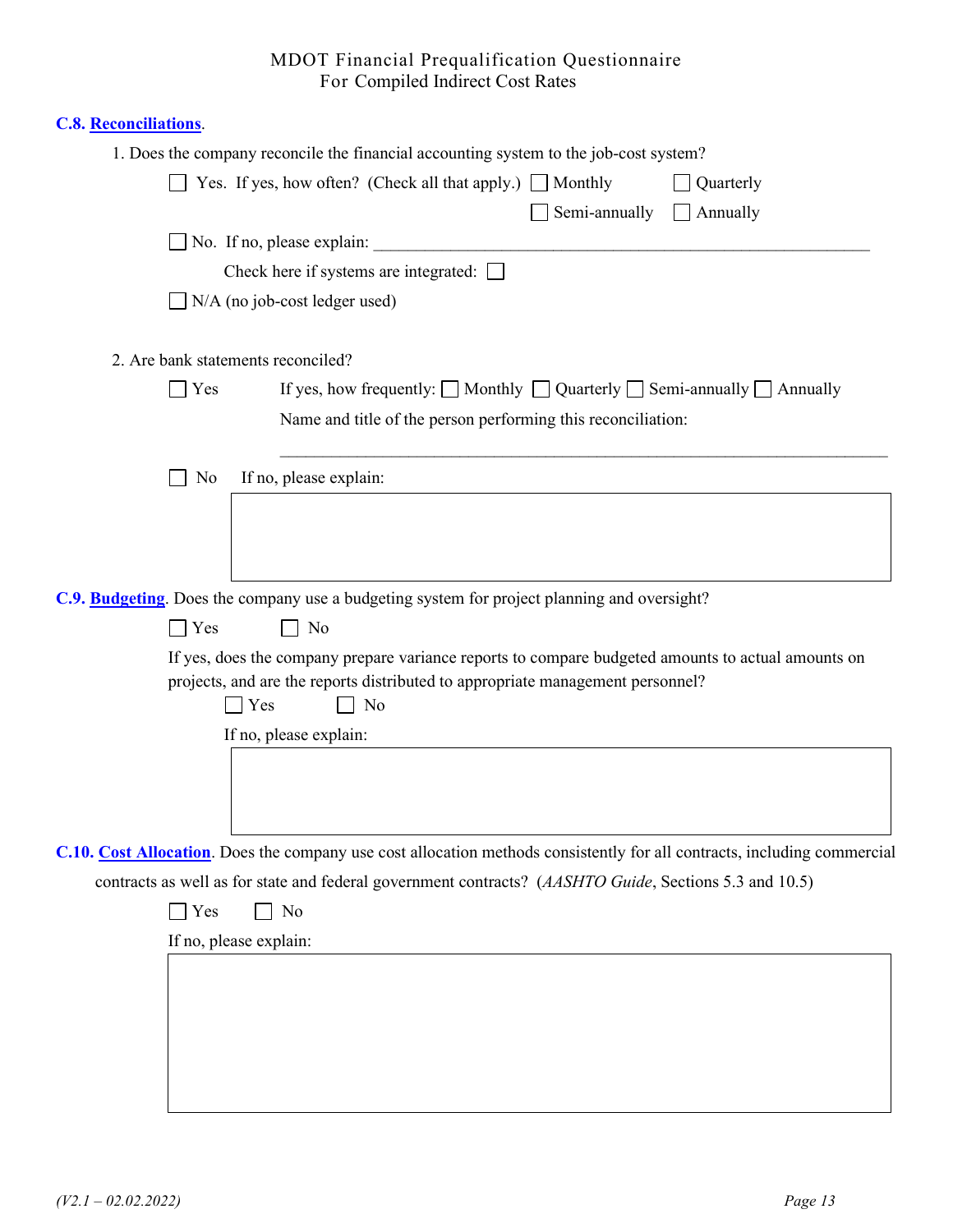**C.8. Reconciliations.**

1. Does the company reconcile the financial accounting system to the job-cost system?

   ☐ Yes. If yes, how often? (Check all that apply.) ☐ Monthly ☐ Quarterly ☐ Semi-annually ☐ Annually

   ☐ No. If no, please explain: ______________________________________________

   Check here if systems are integrated: ☐

   ☐ N/A (no job-cost ledger used)

2. Are bank statements reconciled?

   ☐ Yes If yes, how frequently: ☐ Monthly ☐ Quarterly ☐ Semi-annually ☐ Annually

   Name and title of the person performing this reconciliation:

   ______________________________________________

   ☐ No If no, please explain:

**C.9. Budgeting**. Does the company use a budgeting system for project planning and oversight?

☐ Yes ☐ No

If yes, does the company prepare variance reports to compare budgeted amounts to actual amounts on projects, and are the reports distributed to appropriate management personnel?

☐ Yes ☐ No

If no, please explain:

**C.10. Cost Allocation**. Does the company use cost allocation methods consistently for all contracts, including commercial contracts as well as for state and federal government contracts? (*AASHTO Guide*, Sections 5.3 and 10.5)

☐ Yes ☐ No

If no, please explain: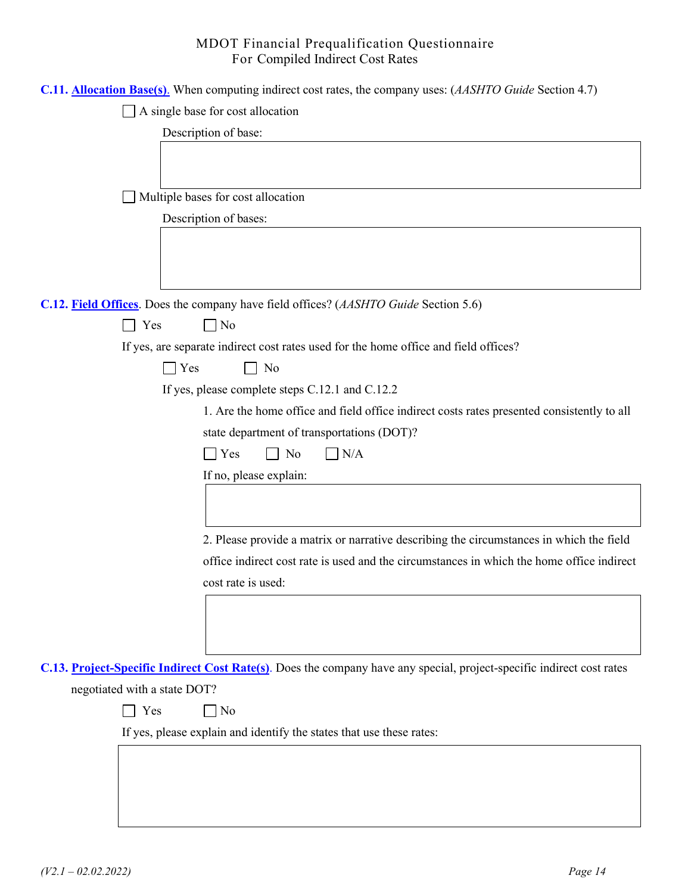**C.11. Allocation Base(s).** When computing indirect cost rates, the company uses: (*AASHTO Guide* Section 4.7)

☐ A single base for cost allocation

Description of base:

☐ Multiple bases for cost allocation

Description of bases:

**C.12. Field Offices.** Does the company have field offices? (*AASHTO Guide* Section 5.6)

☐ Yes ☐ No

If yes, are separate indirect cost rates used for the home office and field offices?

☐ Yes ☐ No

If yes, please complete steps C.12.1 and C.12.2

1. Are the home office and field office indirect costs rates presented consistently to all state department of transportations (DOT)?

☐ Yes ☐ No ☐ N/A

If no, please explain:

2. Please provide a matrix or narrative describing the circumstances in which the field office indirect cost rate is used and the circumstances in which the home office indirect cost rate is used:

**C.13. Project-Specific Indirect Cost Rate(s).** Does the company have any special, project-specific indirect cost rates negotiated with a state DOT?

☐ Yes ☐ No

If yes, please explain and identify the states that use these rates: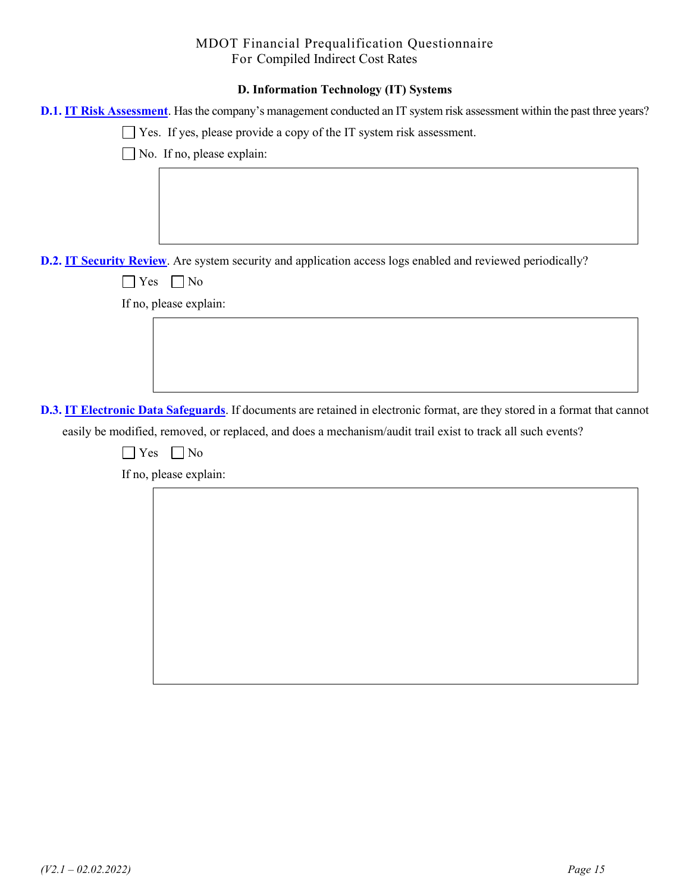MDOT Financial Prequalification Questionnaire
For Compiled Indirect Cost Rates

## D. Information Technology (IT) Systems

**D.1. IT Risk Assessment**. Has the company's management conducted an IT system risk assessment within the past three years?

☐ Yes. If yes, please provide a copy of the IT system risk assessment.

☐ No. If no, please explain:

**D.2. IT Security Review**. Are system security and application access logs enabled and reviewed periodically?

☐ Yes ☐ No

If no, please explain:

**D.3. IT Electronic Data Safeguards**. If documents are retained in electronic format, are they stored in a format that cannot easily be modified, removed, or replaced, and does a mechanism/audit trail exist to track all such events?

☐ Yes ☐ No

If no, please explain:

*(V2.1 – 02.02.2022)*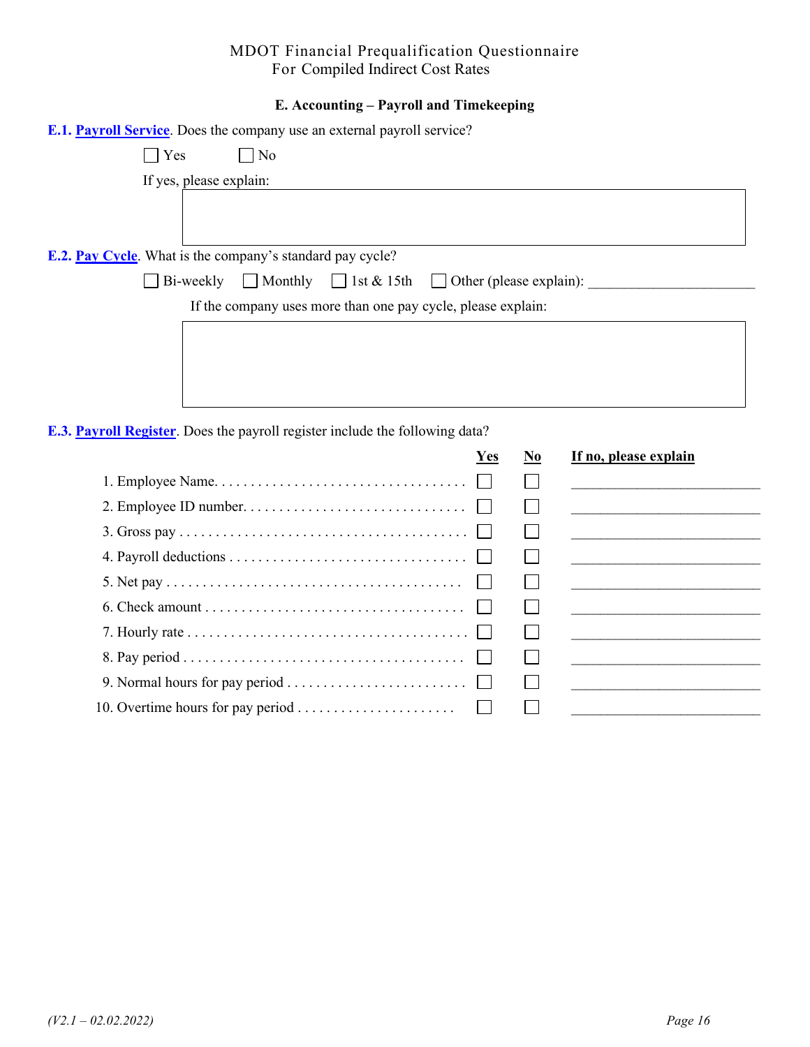## MDOT Financial Prequalification Questionnaire For Compiled Indirect Cost Rates

### E. Accounting – Payroll and Timekeeping

**E.1. Payroll Service**. Does the company use an external payroll service?

☐ Yes ☐ No

If yes, please explain:

**E.2. Pay Cycle**. What is the company's standard pay cycle?

☐ Bi-weekly ☐ Monthly ☐ 1st & 15th ☐ Other (please explain): ______________________

If the company uses more than one pay cycle, please explain:

**E.3. Payroll Register**. Does the payroll register include the following data?

| | Yes | No | If no, please explain |
|---|---|---|---|
| 1. Employee Name | ☐ | ☐ | ____________________ |
| 2. Employee ID number | ☐ | ☐ | ____________________ |
| 3. Gross pay | ☐ | ☐ | ____________________ |
| 4. Payroll deductions | ☐ | ☐ | ____________________ |
| 5. Net pay | ☐ | ☐ | ____________________ |
| 6. Check amount | ☐ | ☐ | ____________________ |
| 7. Hourly rate | ☐ | ☐ | ____________________ |
| 8. Pay period | ☐ | ☐ | ____________________ |
| 9. Normal hours for pay period | ☐ | ☐ | ____________________ |
| 10. Overtime hours for pay period | ☐ | ☐ | ____________________ |

*(V2.1 – 02.02.2022)*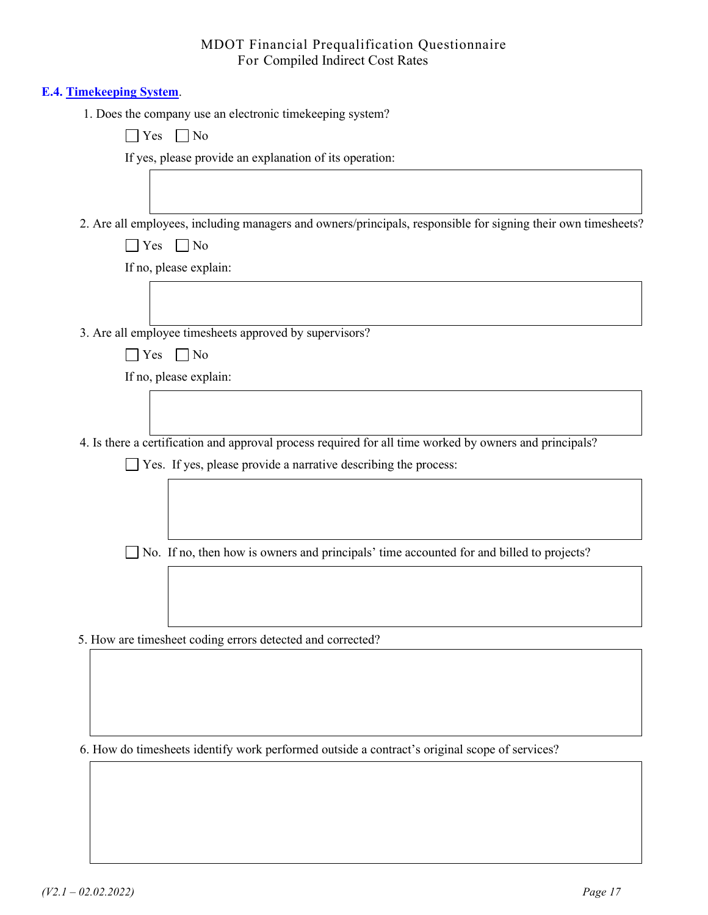**E.4. Timekeeping System.**

1. Does the company use an electronic timekeeping system?

   ☐ Yes ☐ No

   If yes, please provide an explanation of its operation:

2. Are all employees, including managers and owners/principals, responsible for signing their own timesheets?

   ☐ Yes ☐ No

   If no, please explain:

3. Are all employee timesheets approved by supervisors?

   ☐ Yes ☐ No

   If no, please explain:

4. Is there a certification and approval process required for all time worked by owners and principals?

   ☐ Yes. If yes, please provide a narrative describing the process:

   ☐ No. If no, then how is owners and principals' time accounted for and billed to projects?

5. How are timesheet coding errors detected and corrected?

6. How do timesheets identify work performed outside a contract's original scope of services?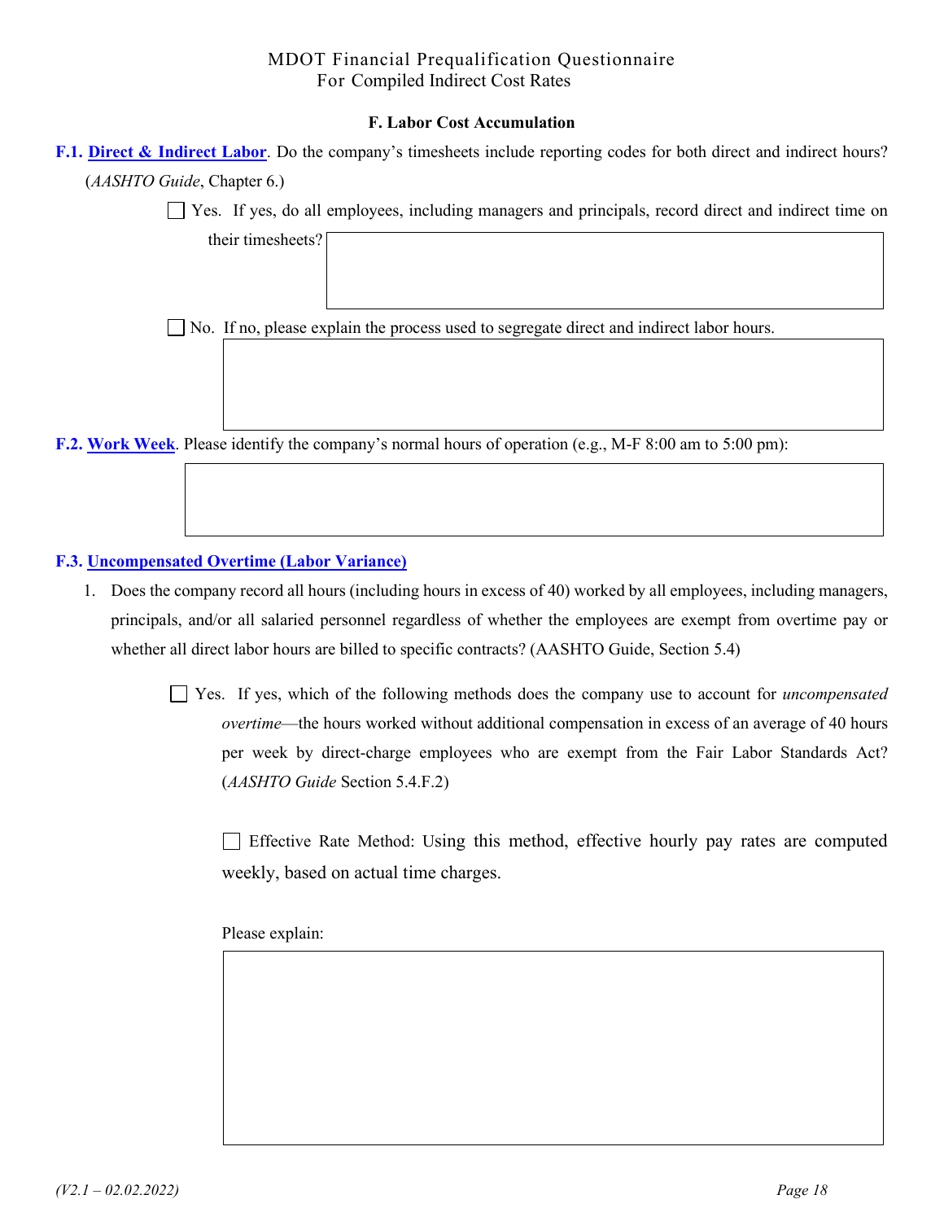MDOT Financial Prequalification Questionnaire
For Compiled Indirect Cost Rates

### F. Labor Cost Accumulation

**F.1. Direct & Indirect Labor**. Do the company's timesheets include reporting codes for both direct and indirect hours? (*AASHTO Guide*, Chapter 6.)

☐ Yes. If yes, do all employees, including managers and principals, record direct and indirect time on their timesheets?

☐ No. If no, please explain the process used to segregate direct and indirect labor hours.

**F.2. Work Week**. Please identify the company's normal hours of operation (e.g., M-F 8:00 am to 5:00 pm):

**F.3. Uncompensated Overtime (Labor Variance)**

1. Does the company record all hours (including hours in excess of 40) worked by all employees, including managers, principals, and/or all salaried personnel regardless of whether the employees are exempt from overtime pay or whether all direct labor hours are billed to specific contracts? (AASHTO Guide, Section 5.4)

   ☐ Yes. If yes, which of the following methods does the company use to account for *uncompensated overtime*—the hours worked without additional compensation in excess of an average of 40 hours per week by direct-charge employees who are exempt from the Fair Labor Standards Act? (*AASHTO Guide* Section 5.4.F.2)

   ☐ Effective Rate Method: Using this method, effective hourly pay rates are computed weekly, based on actual time charges.

   Please explain: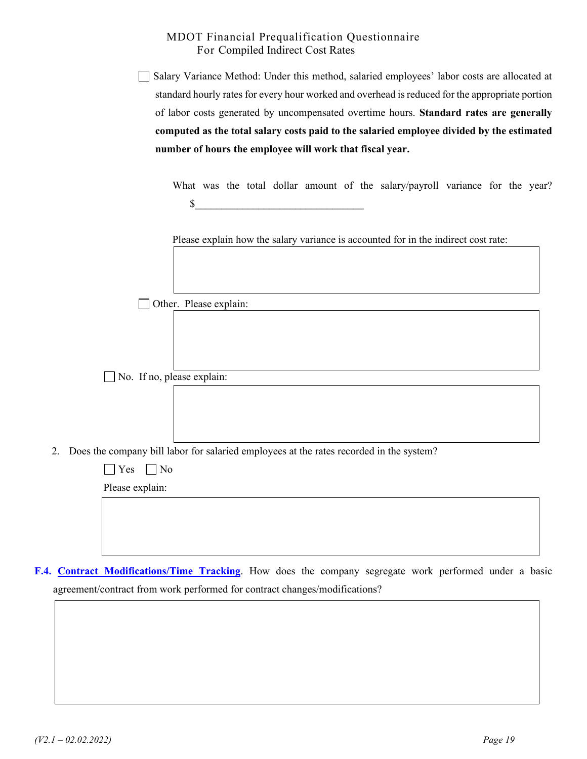- ☐ Salary Variance Method: Under this method, salaried employees' labor costs are allocated at standard hourly rates for every hour worked and overhead is reduced for the appropriate portion of labor costs generated by uncompensated overtime hours. **Standard rates are generally computed as the total salary costs paid to the salaried employee divided by the estimated number of hours the employee will work that fiscal year.**

  What was the total dollar amount of the salary/payroll variance for the year? $________________________________

  Please explain how the salary variance is accounted for in the indirect cost rate:

  | |
  |---|
  | |

- ☐ Other. Please explain:

  | |
  |---|
  | |

☐ No. If no, please explain:

| |
|---|
| |

2. Does the company bill labor for salaried employees at the rates recorded in the system?

   ☐ Yes ☐ No

   Please explain:

   | |
   |---|
   | |

**F.4. Contract Modifications/Time Tracking**. How does the company segregate work performed under a basic agreement/contract from work performed for contract changes/modifications?

| |
|---|
| |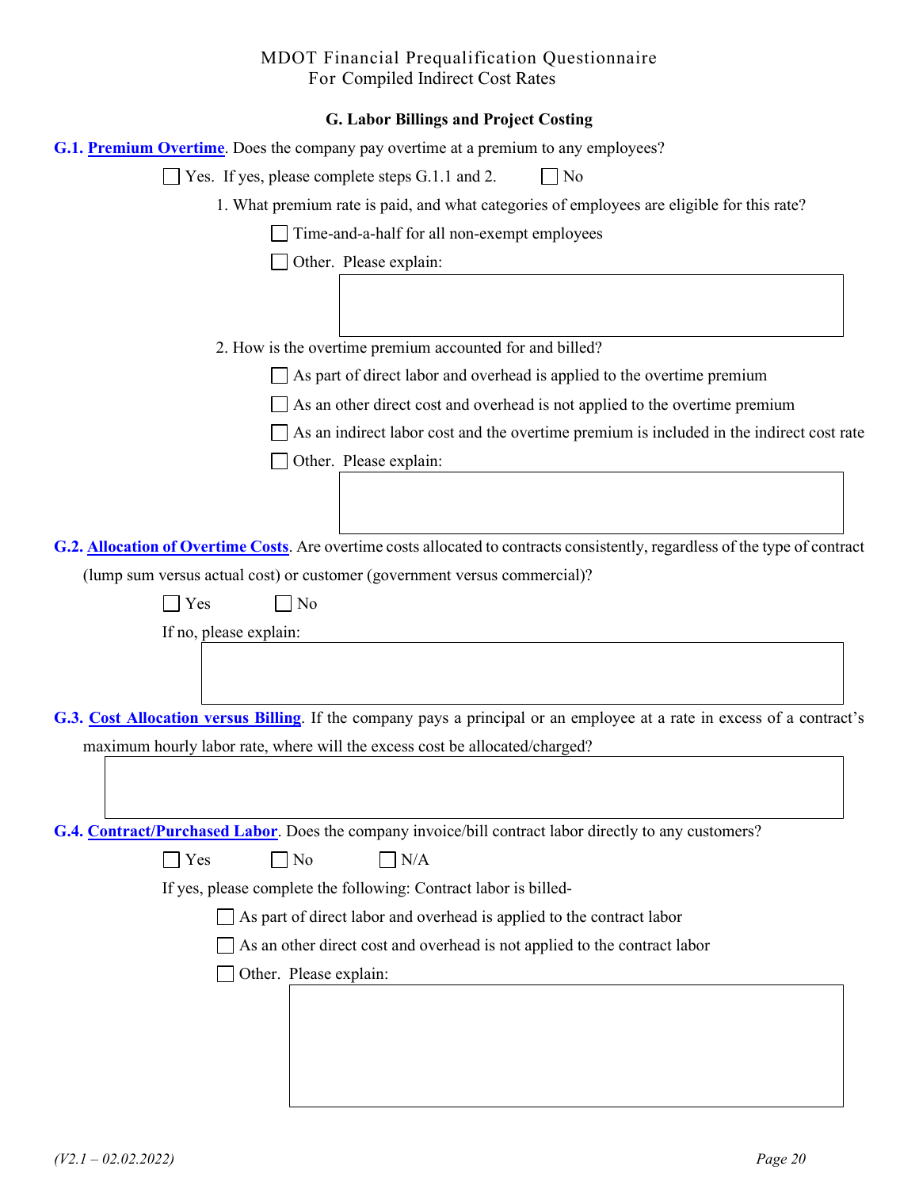MDOT Financial Prequalification Questionnaire
For Compiled Indirect Cost Rates

## G. Labor Billings and Project Costing

**G.1. Premium Overtime**. Does the company pay overtime at a premium to any employees?

☐ Yes. If yes, please complete steps G.1.1 and 2. ☐ No

1. What premium rate is paid, and what categories of employees are eligible for this rate?

   ☐ Time-and-a-half for all non-exempt employees

   ☐ Other. Please explain:

2. How is the overtime premium accounted for and billed?

   ☐ As part of direct labor and overhead is applied to the overtime premium

   ☐ As an other direct cost and overhead is not applied to the overtime premium

   ☐ As an indirect labor cost and the overtime premium is included in the indirect cost rate

   ☐ Other. Please explain:

**G.2. Allocation of Overtime Costs**. Are overtime costs allocated to contracts consistently, regardless of the type of contract (lump sum versus actual cost) or customer (government versus commercial)?

☐ Yes ☐ No

If no, please explain:

**G.3. Cost Allocation versus Billing**. If the company pays a principal or an employee at a rate in excess of a contract's maximum hourly labor rate, where will the excess cost be allocated/charged?

**G.4. Contract/Purchased Labor**. Does the company invoice/bill contract labor directly to any customers?

☐ Yes ☐ No ☐ N/A

If yes, please complete the following: Contract labor is billed-

☐ As part of direct labor and overhead is applied to the contract labor

☐ As an other direct cost and overhead is not applied to the contract labor

☐ Other. Please explain: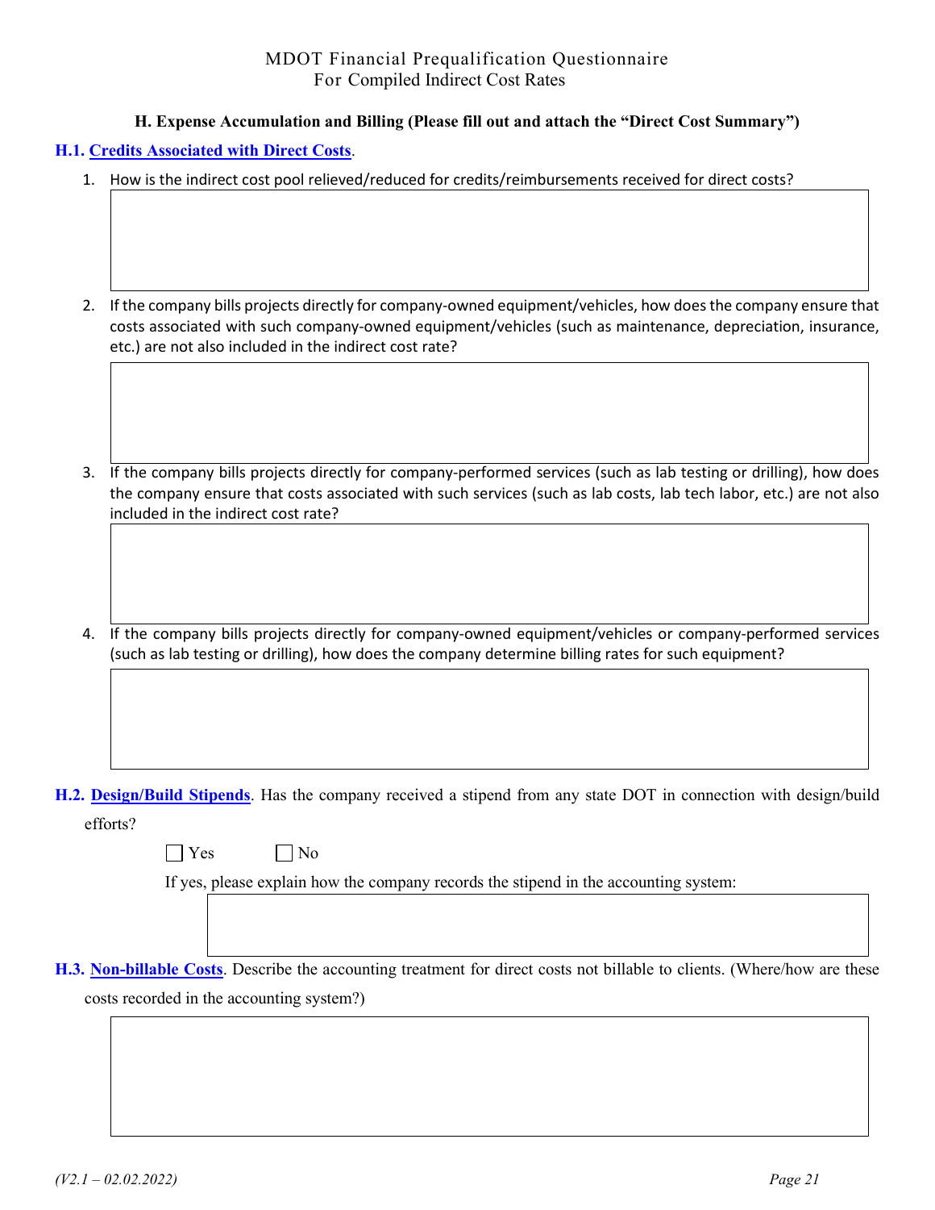## H. Expense Accumulation and Billing (Please fill out and attach the "Direct Cost Summary")

**H.1. Credits Associated with Direct Costs**.

1. How is the indirect cost pool relieved/reduced for credits/reimbursements received for direct costs?

2. If the company bills projects directly for company-owned equipment/vehicles, how does the company ensure that costs associated with such company-owned equipment/vehicles (such as maintenance, depreciation, insurance, etc.) are not also included in the indirect cost rate?

3. If the company bills projects directly for company-performed services (such as lab testing or drilling), how does the company ensure that costs associated with such services (such as lab costs, lab tech labor, etc.) are not also included in the indirect cost rate?

4. If the company bills projects directly for company-owned equipment/vehicles or company-performed services (such as lab testing or drilling), how does the company determine billing rates for such equipment?

**H.2. Design/Build Stipends**. Has the company received a stipend from any state DOT in connection with design/build efforts?

☐ Yes ☐ No

If yes, please explain how the company records the stipend in the accounting system:

**H.3. Non-billable Costs**. Describe the accounting treatment for direct costs not billable to clients. (Where/how are these costs recorded in the accounting system?)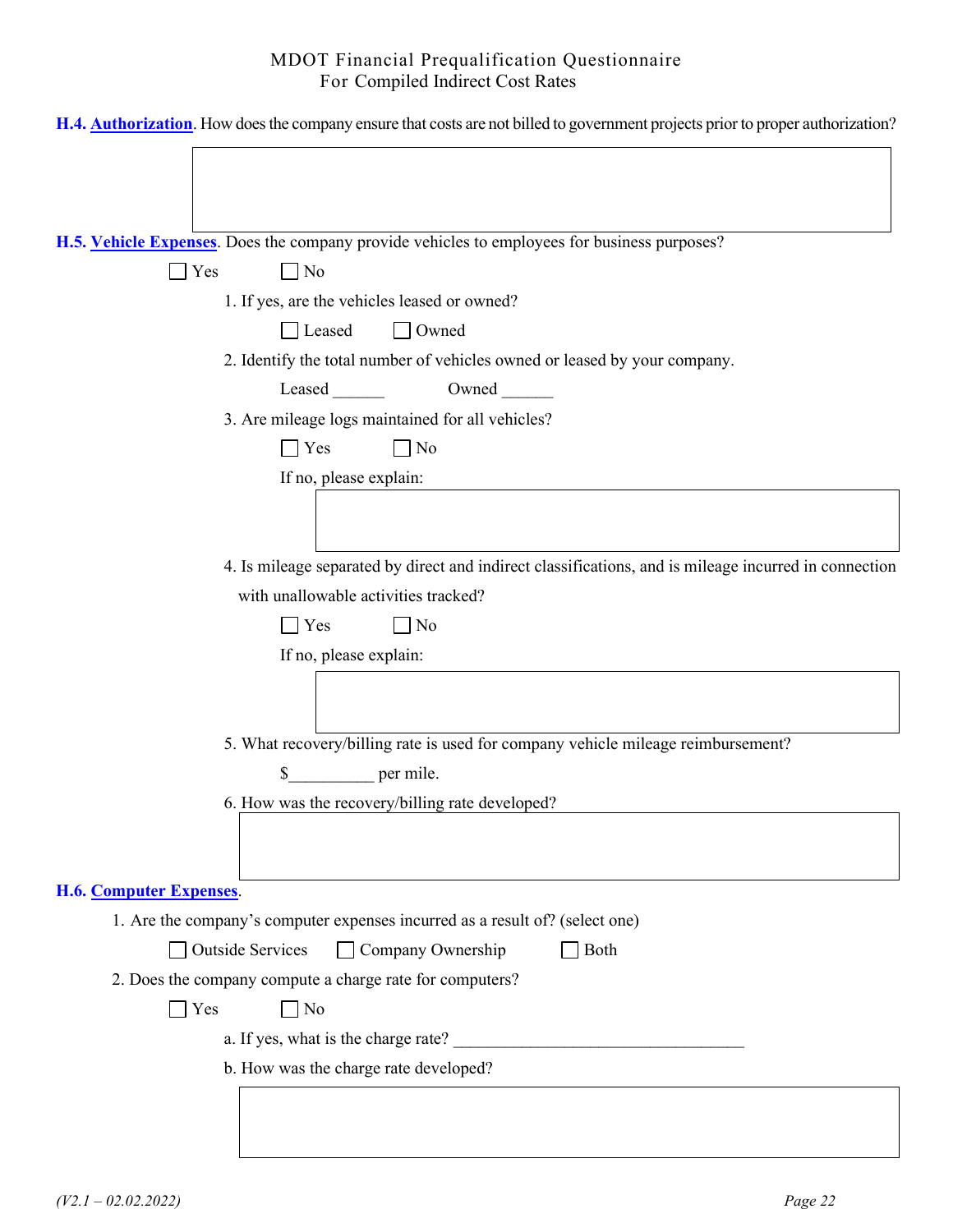**H.4. Authorization**. How does the company ensure that costs are not billed to government projects prior to proper authorization?

**H.5. Vehicle Expenses**. Does the company provide vehicles to employees for business purposes?

☐ Yes ☐ No

1. If yes, are the vehicles leased or owned?

   ☐ Leased ☐ Owned

2. Identify the total number of vehicles owned or leased by your company.

   Leased ______ Owned ______

3. Are mileage logs maintained for all vehicles?

   ☐ Yes ☐ No

   If no, please explain:

4. Is mileage separated by direct and indirect classifications, and is mileage incurred in connection with unallowable activities tracked?

   ☐ Yes ☐ No

   If no, please explain:

5. What recovery/billing rate is used for company vehicle mileage reimbursement?

   $__________ per mile.

6. How was the recovery/billing rate developed?

**H.6. Computer Expenses**.

1. Are the company's computer expenses incurred as a result of? (select one)

   ☐ Outside Services ☐ Company Ownership ☐ Both

2. Does the company compute a charge rate for computers?

   ☐ Yes ☐ No

   a. If yes, what is the charge rate? ____________________________________

   b. How was the charge rate developed?

*(V2.1 – 02.02.2022)*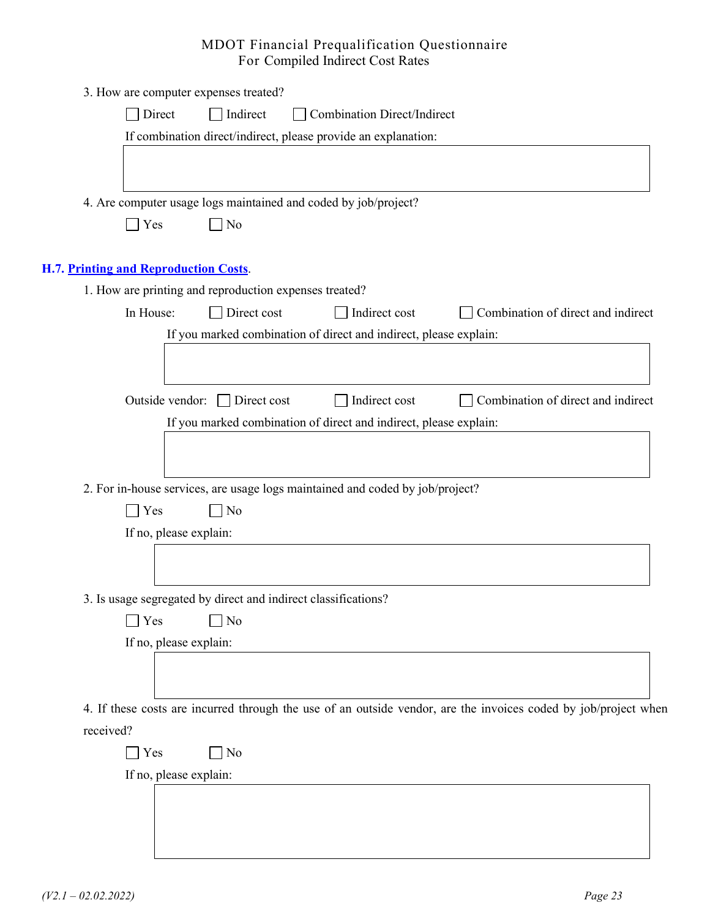3. How are computer expenses treated?

☐ Direct ☐ Indirect ☐ Combination Direct/Indirect

If combination direct/indirect, please provide an explanation:

4. Are computer usage logs maintained and coded by job/project?

☐ Yes ☐ No

## H.7. Printing and Reproduction Costs.

1. How are printing and reproduction expenses treated?

In House: ☐ Direct cost ☐ Indirect cost ☐ Combination of direct and indirect

If you marked combination of direct and indirect, please explain:

Outside vendor: ☐ Direct cost ☐ Indirect cost ☐ Combination of direct and indirect

If you marked combination of direct and indirect, please explain:

2. For in-house services, are usage logs maintained and coded by job/project?

☐ Yes ☐ No

If no, please explain:

3. Is usage segregated by direct and indirect classifications?

☐ Yes ☐ No

If no, please explain:

4. If these costs are incurred through the use of an outside vendor, are the invoices coded by job/project when received?

☐ Yes ☐ No

If no, please explain: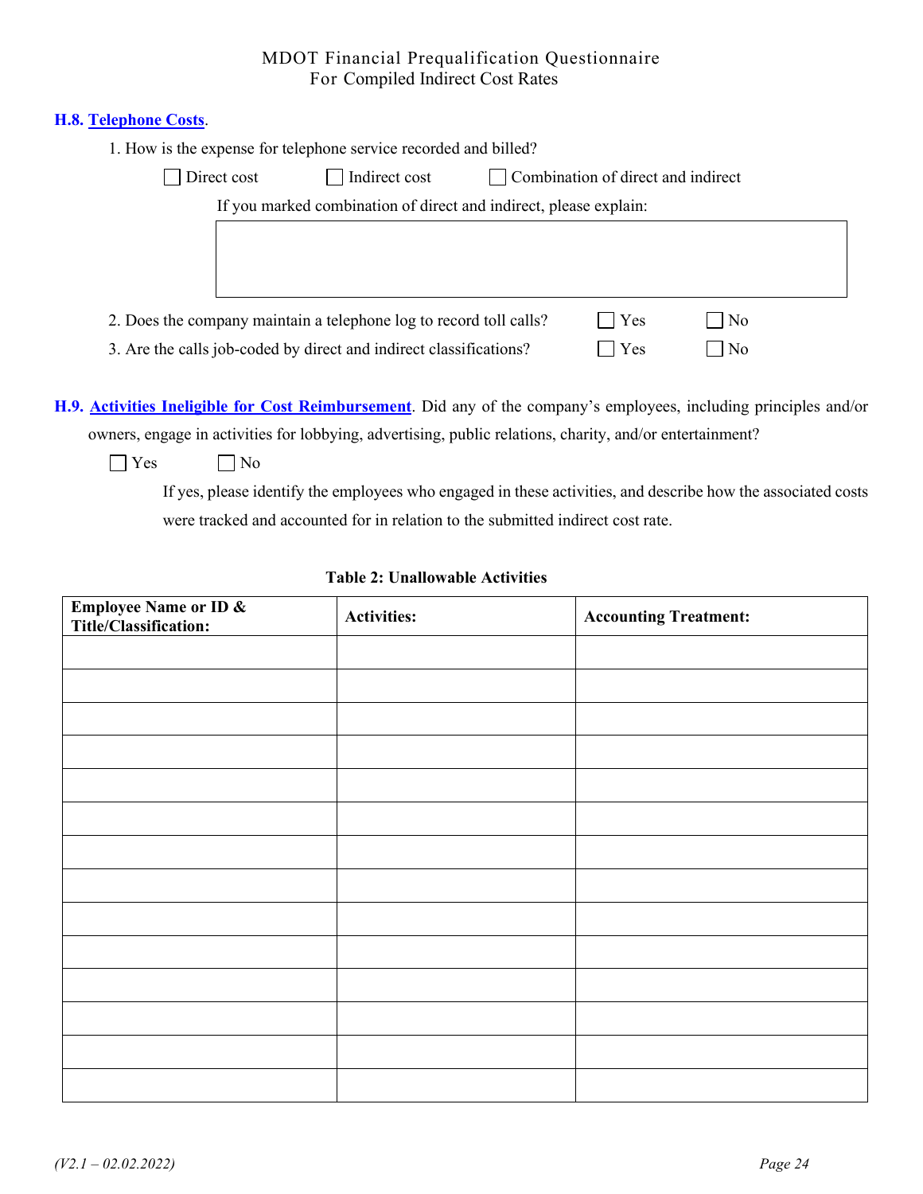**H.8. Telephone Costs**.

1. How is the expense for telephone service recorded and billed?

☐ Direct cost ☐ Indirect cost ☐ Combination of direct and indirect

If you marked combination of direct and indirect, please explain:

| |
|---|
| |

2. Does the company maintain a telephone log to record toll calls? ☐ Yes ☐ No
3. Are the calls job-coded by direct and indirect classifications? ☐ Yes ☐ No

**H.9. Activities Ineligible for Cost Reimbursement**. Did any of the company's employees, including principles and/or owners, engage in activities for lobbying, advertising, public relations, charity, and/or entertainment?

☐ Yes ☐ No

If yes, please identify the employees who engaged in these activities, and describe how the associated costs were tracked and accounted for in relation to the submitted indirect cost rate.

**Table 2: Unallowable Activities**

| Employee Name or ID & Title/Classification: | Activities: | Accounting Treatment: |
|---|---|---|
| | | |
| | | |
| | | |
| | | |
| | | |
| | | |
| | | |
| | | |
| | | |
| | | |
| | | |
| | | |
| | | |
| | | |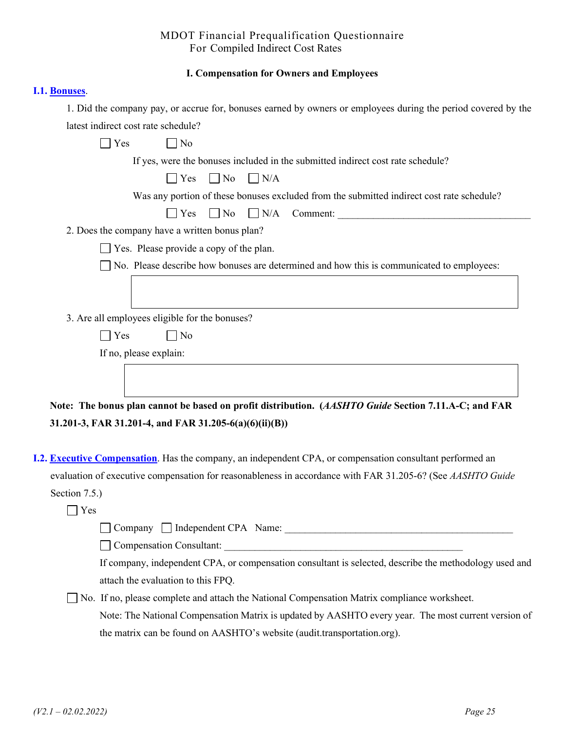MDOT Financial Prequalification Questionnaire
For Compiled Indirect Cost Rates

## I. Compensation for Owners and Employees

### I.1. Bonuses.

1. Did the company pay, or accrue for, bonuses earned by owners or employees during the period covered by the latest indirect cost rate schedule?

   ☐ Yes ☐ No

   If yes, were the bonuses included in the submitted indirect cost rate schedule?

   ☐ Yes ☐ No ☐ N/A

   Was any portion of these bonuses excluded from the submitted indirect cost rate schedule?

   ☐ Yes ☐ No ☐ N/A Comment: ________________________________________

2. Does the company have a written bonus plan?

   ☐ Yes. Please provide a copy of the plan.

   ☐ No. Please describe how bonuses are determined and how this is communicated to employees:

   [ ]

3. Are all employees eligible for the bonuses?

   ☐ Yes ☐ No

   If no, please explain:

   [ ]

**Note: The bonus plan cannot be based on profit distribution. (*AASHTO Guide* Section 7.11.A-C; and FAR 31.201-3, FAR 31.201-4, and FAR 31.205-6(a)(6)(ii)(B))**

### I.2. Executive Compensation.

Has the company, an independent CPA, or compensation consultant performed an evaluation of executive compensation for reasonableness in accordance with FAR 31.205-6? (See *AASHTO Guide* Section 7.5.)

☐ Yes

   ☐ Company ☐ Independent CPA Name: ________________________________________________

   ☐ Compensation Consultant: ________________________________________________

   If company, independent CPA, or compensation consultant is selected, describe the methodology used and attach the evaluation to this FPQ.

☐ No. If no, please complete and attach the National Compensation Matrix compliance worksheet.

   Note: The National Compensation Matrix is updated by AASHTO every year. The most current version of the matrix can be found on AASHTO's website (audit.transportation.org).

*(V2.1 – 02.02.2022)*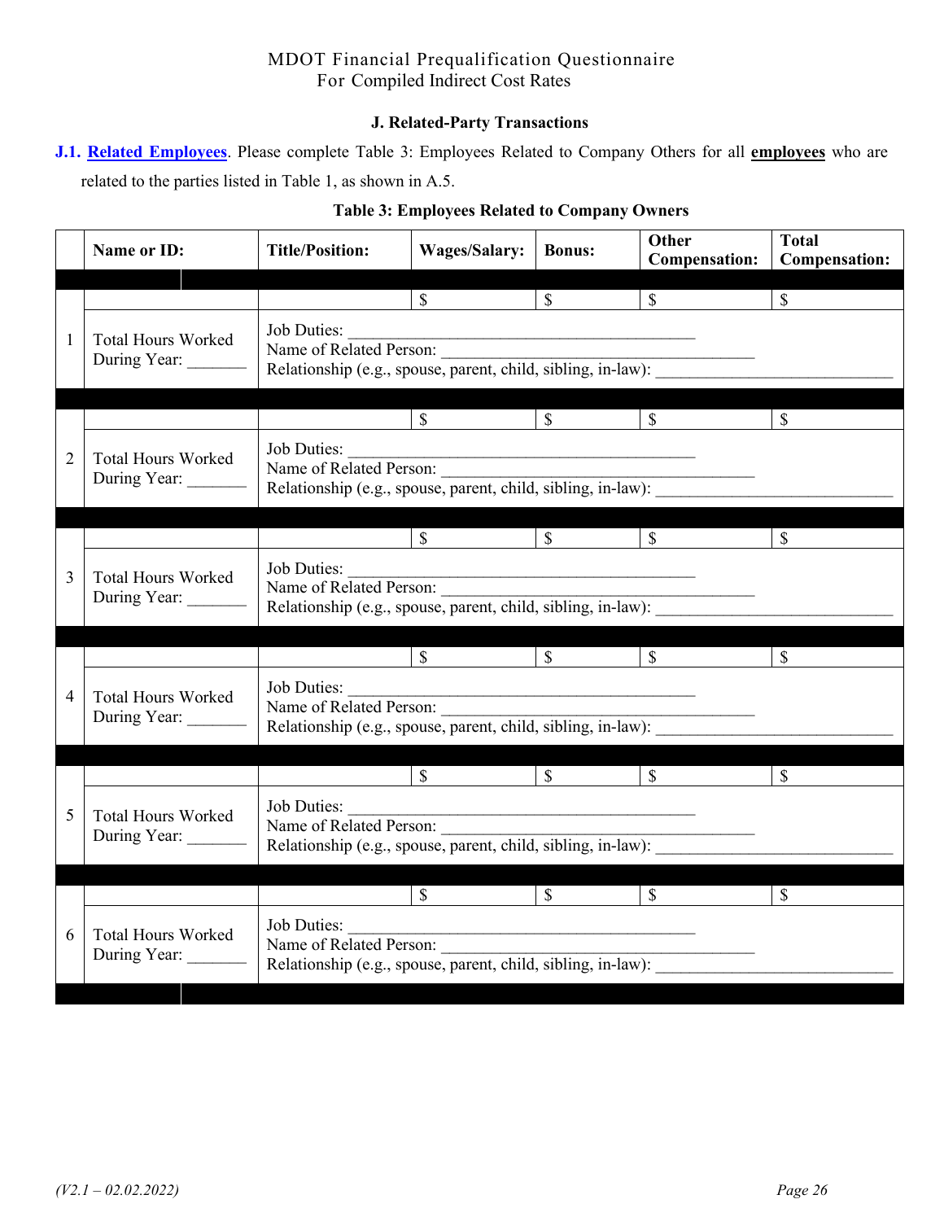MDOT Financial Prequalification Questionnaire
For Compiled Indirect Cost Rates

### J. Related-Party Transactions

**J.1. Related Employees**. Please complete Table 3: Employees Related to Company Others for all **employees** who are related to the parties listed in Table 1, as shown in A.5.

**Table 3: Employees Related to Company Owners**

| | Name or ID: | Title/Position: | Wages/Salary: | Bonus: | Other Compensation: | Total Compensation: |
|---|---|---|---|---|---|---|
| 1 | | | $ | $ | $ | $ |
| | Total Hours Worked During Year: _______ | Job Duties: ___________________________________________ Name of Related Person: ________________________________________ Relationship (e.g., spouse, parent, child, sibling, in-law): _____________________________ | | | | |
| 2 | | | $ | $ | $ | $ |
| | Total Hours Worked During Year: _______ | Job Duties: ___________________________________________ Name of Related Person: ________________________________________ Relationship (e.g., spouse, parent, child, sibling, in-law): _____________________________ | | | | |
| 3 | | | $ | $ | $ | $ |
| | Total Hours Worked During Year: _______ | Job Duties: ___________________________________________ Name of Related Person: ________________________________________ Relationship (e.g., spouse, parent, child, sibling, in-law): _____________________________ | | | | |
| 4 | | | $ | $ | $ | $ |
| | Total Hours Worked During Year: _______ | Job Duties: ___________________________________________ Name of Related Person: ________________________________________ Relationship (e.g., spouse, parent, child, sibling, in-law): _____________________________ | | | | |
| 5 | | | $ | $ | $ | $ |
| | Total Hours Worked During Year: _______ | Job Duties: ___________________________________________ Name of Related Person: ________________________________________ Relationship (e.g., spouse, parent, child, sibling, in-law): _____________________________ | | | | |
| 6 | | | $ | $ | $ | $ |
| | Total Hours Worked During Year: _______ | Job Duties: ___________________________________________ Name of Related Person: ________________________________________ Relationship (e.g., spouse, parent, child, sibling, in-law): _____________________________ | | | | |

*(V2.1 – 02.02.2022)*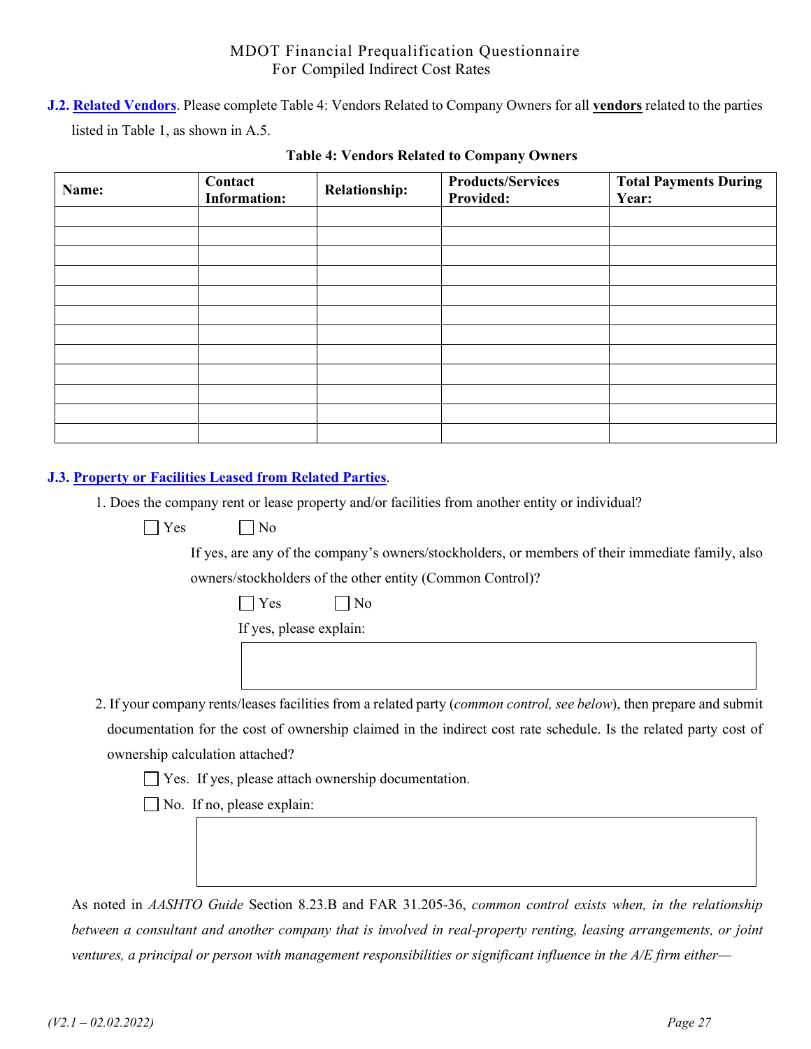**J.2. Related Vendors**. Please complete Table 4: Vendors Related to Company Owners for all **vendors** related to the parties listed in Table 1, as shown in A.5.

**Table 4: Vendors Related to Company Owners**

| Name: | Contact Information: | Relationship: | Products/Services Provided: | Total Payments During Year: |
|---|---|---|---|---|
| | | | | |
| | | | | |
| | | | | |
| | | | | |
| | | | | |
| | | | | |
| | | | | |
| | | | | |
| | | | | |
| | | | | |
| | | | | |
| | | | | |

**J.3. Property or Facilities Leased from Related Parties**.

1. Does the company rent or lease property and/or facilities from another entity or individual?

   ☐ Yes ☐ No

   If yes, are any of the company's owners/stockholders, or members of their immediate family, also owners/stockholders of the other entity (Common Control)?

   ☐ Yes ☐ No

   If yes, please explain:

2. If your company rents/leases facilities from a related party (*common control, see below*), then prepare and submit documentation for the cost of ownership claimed in the indirect cost rate schedule. Is the related party cost of ownership calculation attached?

   ☐ Yes. If yes, please attach ownership documentation.

   ☐ No. If no, please explain:

As noted in *AASHTO Guide* Section 8.23.B and FAR 31.205-36, *common control exists when, in the relationship between a consultant and another company that is involved in real-property renting, leasing arrangements, or joint ventures, a principal or person with management responsibilities or significant influence in the A/E firm either—*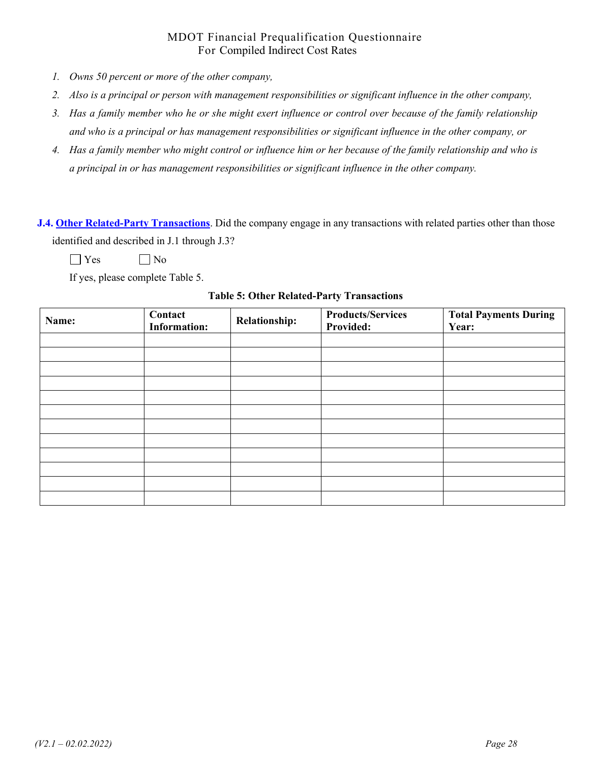1. *Owns 50 percent or more of the other company,*
2. *Also is a principal or person with management responsibilities or significant influence in the other company,*
3. *Has a family member who he or she might exert influence or control over because of the family relationship and who is a principal or has management responsibilities or significant influence in the other company, or*
4. *Has a family member who might control or influence him or her because of the family relationship and who is a principal in or has management responsibilities or significant influence in the other company.*

**J.4. Other Related-Party Transactions**. Did the company engage in any transactions with related parties other than those identified and described in J.1 through J.3?

☐ Yes ☐ No

If yes, please complete Table 5.

**Table 5: Other Related-Party Transactions**

| Name: | Contact Information: | Relationship: | Products/Services Provided: | Total Payments During Year: |
|---|---|---|---|---|
| | | | | |
| | | | | |
| | | | | |
| | | | | |
| | | | | |
| | | | | |
| | | | | |
| | | | | |
| | | | | |
| | | | | |
| | | | | |
| | | | | |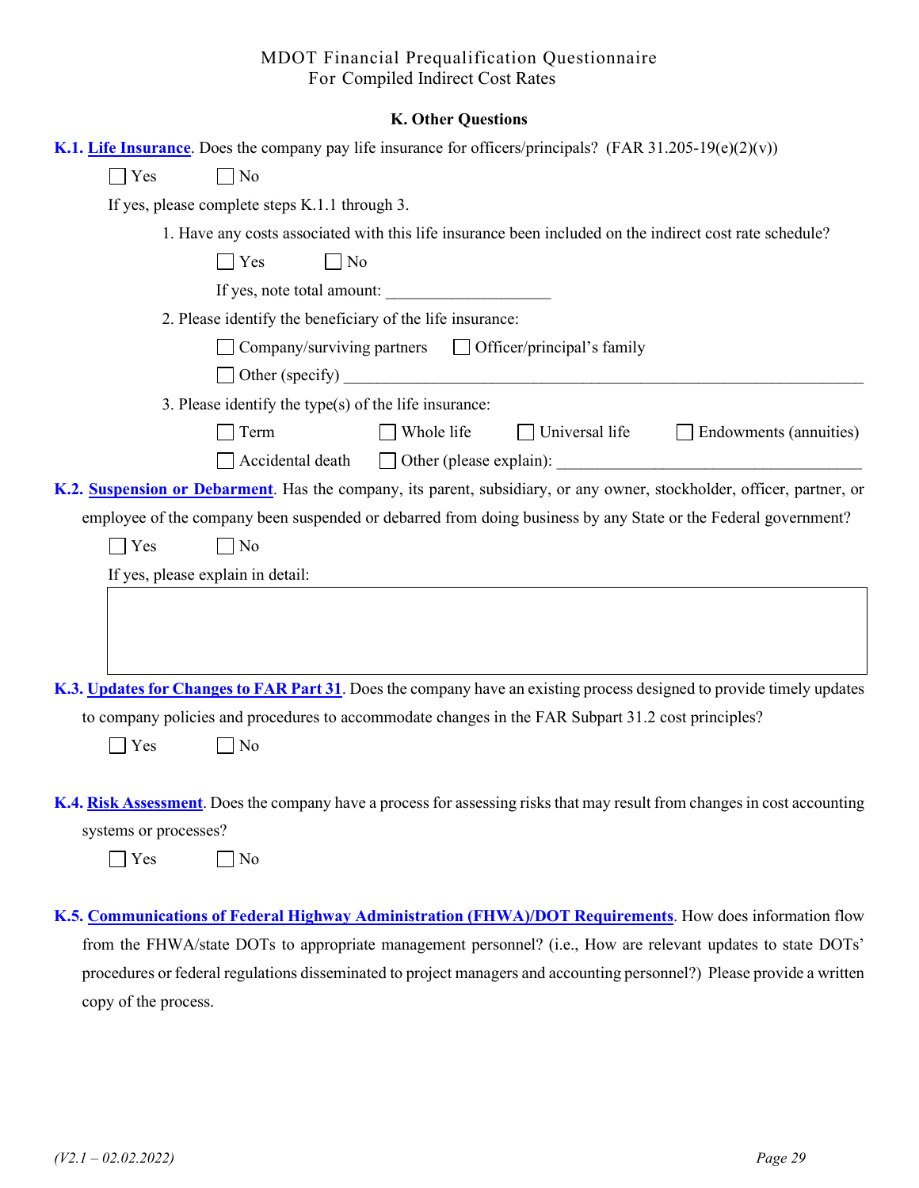MDOT Financial Prequalification Questionnaire
For Compiled Indirect Cost Rates

### K. Other Questions

**K.1. Life Insurance**. Does the company pay life insurance for officers/principals? (FAR 31.205-19(e)(2)(v))

☐ Yes ☐ No

If yes, please complete steps K.1.1 through 3.

1. Have any costs associated with this life insurance been included on the indirect cost rate schedule?

   ☐ Yes ☐ No

   If yes, note total amount: ____________________

2. Please identify the beneficiary of the life insurance:

   ☐ Company/surviving partners ☐ Officer/principal's family

   ☐ Other (specify) ____________________________________________________________

3. Please identify the type(s) of the life insurance:

   ☐ Term ☐ Whole life ☐ Universal life ☐ Endowments (annuities)

   ☐ Accidental death ☐ Other (please explain): ______________________________________

**K.2. Suspension or Debarment**. Has the company, its parent, subsidiary, or any owner, stockholder, officer, partner, or employee of the company been suspended or debarred from doing business by any State or the Federal government?

☐ Yes ☐ No

If yes, please explain in detail:

| |
|---|
| |

**K.3. Updates for Changes to FAR Part 31**. Does the company have an existing process designed to provide timely updates to company policies and procedures to accommodate changes in the FAR Subpart 31.2 cost principles?

☐ Yes ☐ No

**K.4. Risk Assessment**. Does the company have a process for assessing risks that may result from changes in cost accounting systems or processes?

☐ Yes ☐ No

**K.5. Communications of Federal Highway Administration (FHWA)/DOT Requirements**. How does information flow from the FHWA/state DOTs to appropriate management personnel? (i.e., How are relevant updates to state DOTs' procedures or federal regulations disseminated to project managers and accounting personnel?) Please provide a written copy of the process.

*(V2.1 – 02.02.2022)*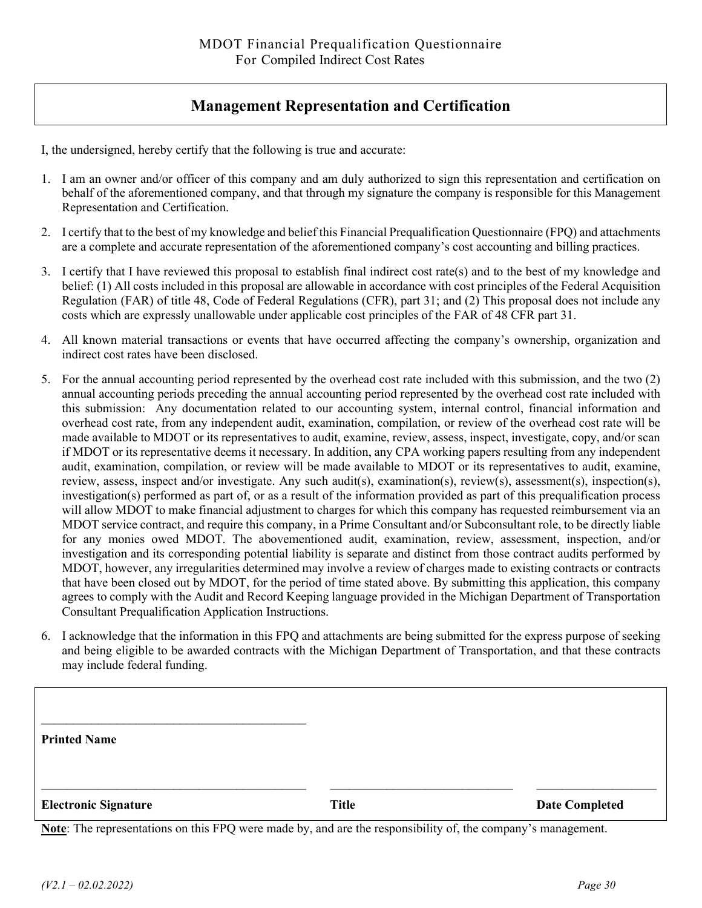MDOT Financial Prequalification Questionnaire
For Compiled Indirect Cost Rates

## Management Representation and Certification

I, the undersigned, hereby certify that the following is true and accurate:

1. I am an owner and/or officer of this company and am duly authorized to sign this representation and certification on behalf of the aforementioned company, and that through my signature the company is responsible for this Management Representation and Certification.
2. I certify that to the best of my knowledge and belief this Financial Prequalification Questionnaire (FPQ) and attachments are a complete and accurate representation of the aforementioned company's cost accounting and billing practices.
3. I certify that I have reviewed this proposal to establish final indirect cost rate(s) and to the best of my knowledge and belief: (1) All costs included in this proposal are allowable in accordance with cost principles of the Federal Acquisition Regulation (FAR) of title 48, Code of Federal Regulations (CFR), part 31; and (2) This proposal does not include any costs which are expressly unallowable under applicable cost principles of the FAR of 48 CFR part 31.
4. All known material transactions or events that have occurred affecting the company's ownership, organization and indirect cost rates have been disclosed.
5. For the annual accounting period represented by the overhead cost rate included with this submission, and the two (2) annual accounting periods preceding the annual accounting period represented by the overhead cost rate included with this submission: Any documentation related to our accounting system, internal control, financial information and overhead cost rate, from any independent audit, examination, compilation, or review of the overhead cost rate will be made available to MDOT or its representatives to audit, examine, review, assess, inspect, investigate, copy, and/or scan if MDOT or its representative deems it necessary. In addition, any CPA working papers resulting from any independent audit, examination, compilation, or review will be made available to MDOT or its representatives to audit, examine, review, assess, inspect and/or investigate. Any such audit(s), examination(s), review(s), assessment(s), inspection(s), investigation(s) performed as part of, or as a result of the information provided as part of this prequalification process will allow MDOT to make financial adjustment to charges for which this company has requested reimbursement via an MDOT service contract, and require this company, in a Prime Consultant and/or Subconsultant role, to be directly liable for any monies owed MDOT. The abovementioned audit, examination, review, assessment, inspection, and/or investigation and its corresponding potential liability is separate and distinct from those contract audits performed by MDOT, however, any irregularities determined may involve a review of charges made to existing contracts or contracts that have been closed out by MDOT, for the period of time stated above. By submitting this application, this company agrees to comply with the Audit and Record Keeping language provided in the Michigan Department of Transportation Consultant Prequalification Application Instructions.
6. I acknowledge that the information in this FPQ and attachments are being submitted for the express purpose of seeking and being eligible to be awarded contracts with the Michigan Department of Transportation, and that these contracts may include federal funding.

\_\_\_\_\_\_\_\_\_\_\_\_\_\_\_\_\_\_\_\_\_\_\_\_\_\_\_\_\_\_\_\_\_\_\_\_\_\_\_\_\_\_

**Printed Name**

\_\_\_\_\_\_\_\_\_\_\_\_\_\_\_\_\_\_\_\_\_\_\_\_\_\_\_\_\_\_\_\_\_\_\_\_\_\_\_\_\_\_ \_\_\_\_\_\_\_\_\_\_\_\_\_\_\_\_\_\_\_\_\_\_\_\_\_\_\_\_\_\_ \_\_\_\_\_\_\_\_\_\_\_\_\_\_\_\_\_\_\_\_

**Electronic Signature** **Title** **Date Completed**

**<u>Note</u>**: The representations on this FPQ were made by, and are the responsibility of, the company's management.

*(V2.1 – 02.02.2022)*